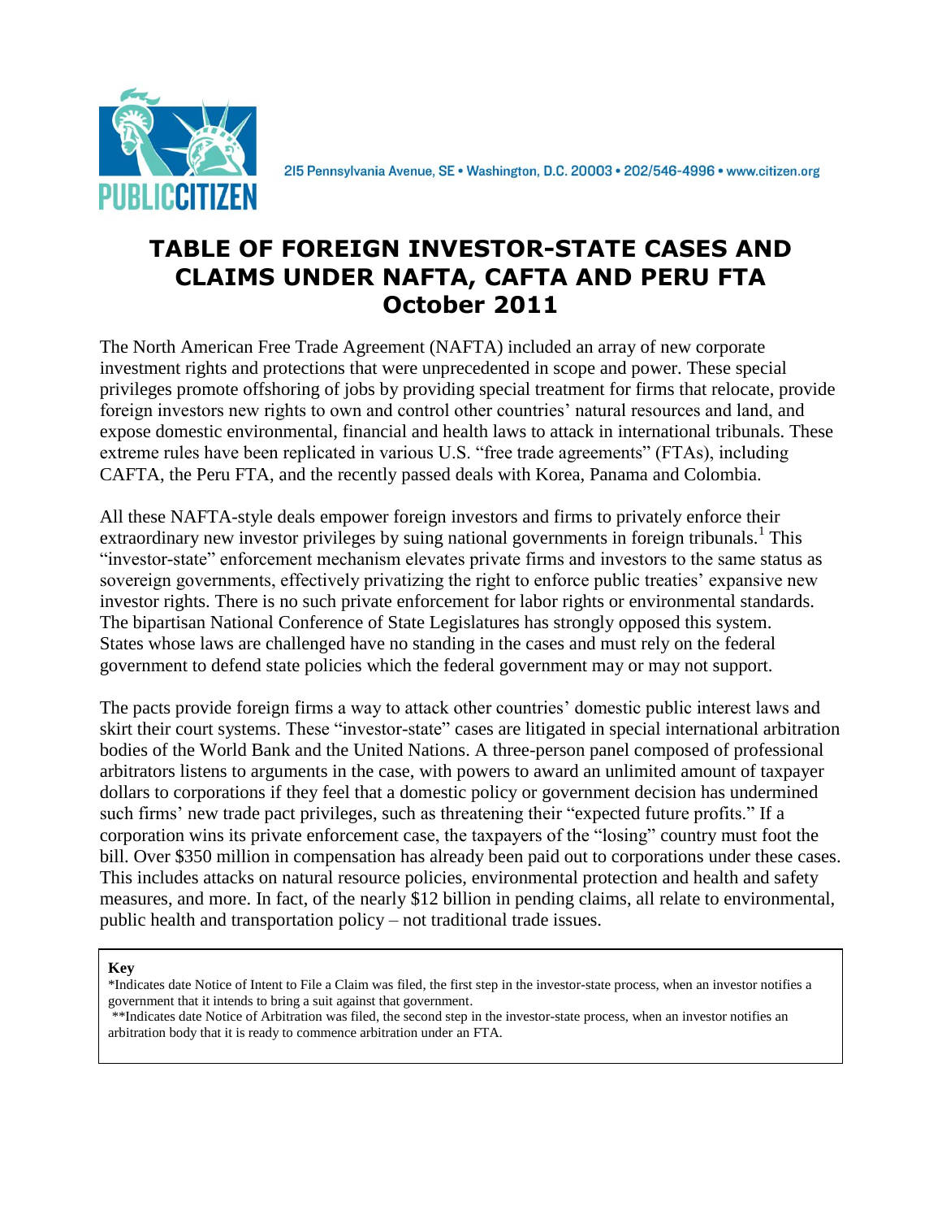PUBLIC CITIZEN

215 Pennsylvania Avenue, SE • Washington, D.C. 20003 • 202/546-4996 • www.citizen.org

# TABLE OF FOREIGN INVESTOR-STATE CASES AND CLAIMS UNDER NAFTA, CAFTA AND PERU FTA
## October 2011

The North American Free Trade Agreement (NAFTA) included an array of new corporate investment rights and protections that were unprecedented in scope and power. These special privileges promote offshoring of jobs by providing special treatment for firms that relocate, provide foreign investors new rights to own and control other countries' natural resources and land, and expose domestic environmental, financial and health laws to attack in international tribunals. These extreme rules have been replicated in various U.S. "free trade agreements" (FTAs), including CAFTA, the Peru FTA, and the recently passed deals with Korea, Panama and Colombia.

All these NAFTA-style deals empower foreign investors and firms to privately enforce their extraordinary new investor privileges by suing national governments in foreign tribunals.[1] This "investor-state" enforcement mechanism elevates private firms and investors to the same status as sovereign governments, effectively privatizing the right to enforce public treaties' expansive new investor rights. There is no such private enforcement for labor rights or environmental standards. The bipartisan National Conference of State Legislatures has strongly opposed this system. States whose laws are challenged have no standing in the cases and must rely on the federal government to defend state policies which the federal government may or may not support.

The pacts provide foreign firms a way to attack other countries' domestic public interest laws and skirt their court systems. These "investor-state" cases are litigated in special international arbitration bodies of the World Bank and the United Nations. A three-person panel composed of professional arbitrators listens to arguments in the case, with powers to award an unlimited amount of taxpayer dollars to corporations if they feel that a domestic policy or government decision has undermined such firms' new trade pact privileges, such as threatening their "expected future profits." If a corporation wins its private enforcement case, the taxpayers of the "losing" country must foot the bill. Over $350 million in compensation has already been paid out to corporations under these cases. This includes attacks on natural resource policies, environmental protection and health and safety measures, and more. In fact, of the nearly $12 billion in pending claims, all relate to environmental, public health and transportation policy – not traditional trade issues.

**Key**

*Indicates date Notice of Intent to File a Claim was filed, the first step in the investor-state process, when an investor notifies a government that it intends to bring a suit against that government.

**Indicates date Notice of Arbitration was filed, the second step in the investor-state process, when an investor notifies an arbitration body that it is ready to commence arbitration under an FTA.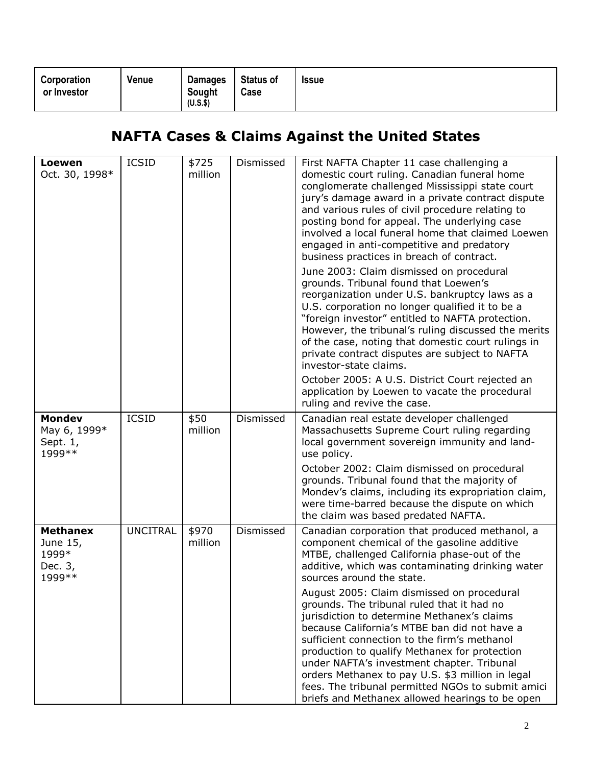| Corporation or Investor | Venue | Damages Sought (U.S.$) | Status of Case | Issue |
|---|---|---|---|---|

## NAFTA Cases & Claims Against the United States

| Corporation or Investor | Venue | Damages Sought (U.S.$) | Status of Case | Issue |
|---|---|---|---|---|
| **Loewen** Oct. 30, 1998* | ICSID | $725 million | Dismissed | First NAFTA Chapter 11 case challenging a domestic court ruling. Canadian funeral home conglomerate challenged Mississippi state court jury's damage award in a private contract dispute and various rules of civil procedure relating to posting bond for appeal. The underlying case involved a local funeral home that claimed Loewen engaged in anti-competitive and predatory business practices in breach of contract.<br><br>June 2003: Claim dismissed on procedural grounds. Tribunal found that Loewen's reorganization under U.S. bankruptcy laws as a U.S. corporation no longer qualified it to be a "foreign investor" entitled to NAFTA protection. However, the tribunal's ruling discussed the merits of the case, noting that domestic court rulings in private contract disputes are subject to NAFTA investor-state claims.<br><br>October 2005: A U.S. District Court rejected an application by Loewen to vacate the procedural ruling and revive the case. |
| **Mondev** May 6, 1999* Sept. 1, 1999** | ICSID | $50 million | Dismissed | Canadian real estate developer challenged Massachusetts Supreme Court ruling regarding local government sovereign immunity and land-use policy.<br><br>October 2002: Claim dismissed on procedural grounds. Tribunal found that the majority of Mondev's claims, including its expropriation claim, were time-barred because the dispute on which the claim was based predated NAFTA. |
| **Methanex** June 15, 1999* Dec. 3, 1999** | UNCITRAL | $970 million | Dismissed | Canadian corporation that produced methanol, a component chemical of the gasoline additive MTBE, challenged California phase-out of the additive, which was contaminating drinking water sources around the state.<br><br>August 2005: Claim dismissed on procedural grounds. The tribunal ruled that it had no jurisdiction to determine Methanex's claims because California's MTBE ban did not have a sufficient connection to the firm's methanol production to qualify Methanex for protection under NAFTA's investment chapter. Tribunal orders Methanex to pay U.S. $3 million in legal fees. The tribunal permitted NGOs to submit amici briefs and Methanex allowed hearings to be open |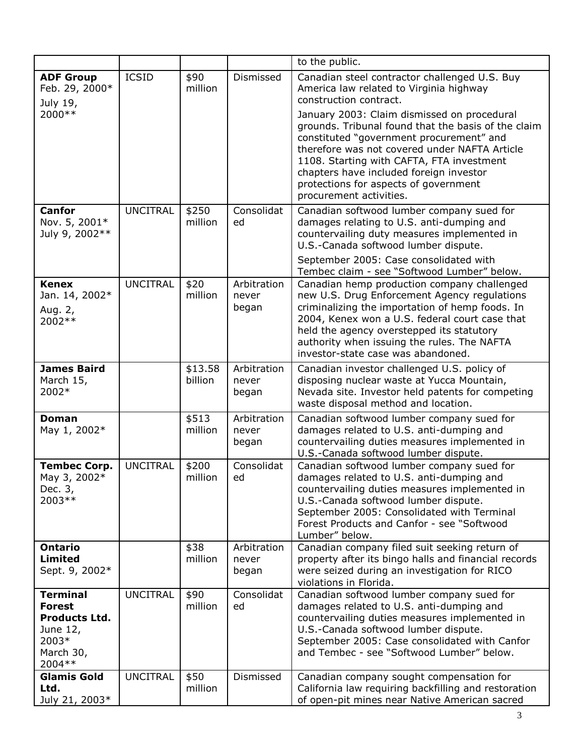| | | | | to the public. |
|---|---|---|---|---|
| **ADF Group** Feb. 29, 2000* July 19, 2000** | ICSID | $90 million | Dismissed | Canadian steel contractor challenged U.S. Buy America law related to Virginia highway construction contract. January 2003: Claim dismissed on procedural grounds. Tribunal found that the basis of the claim constituted "government procurement" and therefore was not covered under NAFTA Article 1108. Starting with CAFTA, FTA investment chapters have included foreign investor protections for aspects of government procurement activities. |
| **Canfor** Nov. 5, 2001* July 9, 2002** | UNCITRAL | $250 million | Consolidated | Canadian softwood lumber company sued for damages relating to U.S. anti-dumping and countervailing duty measures implemented in U.S.-Canada softwood lumber dispute. September 2005: Case consolidated with Tembec claim - see "Softwood Lumber" below. |
| **Kenex** Jan. 14, 2002* Aug. 2, 2002** | UNCITRAL | $20 million | Arbitration never began | Canadian hemp production company challenged new U.S. Drug Enforcement Agency regulations criminalizing the importation of hemp foods. In 2004, Kenex won a U.S. federal court case that held the agency overstepped its statutory authority when issuing the rules. The NAFTA investor-state case was abandoned. |
| **James Baird** March 15, 2002* | | $13.58 billion | Arbitration never began | Canadian investor challenged U.S. policy of disposing nuclear waste at Yucca Mountain, Nevada site. Investor held patents for competing waste disposal method and location. |
| **Doman** May 1, 2002* | | $513 million | Arbitration never began | Canadian softwood lumber company sued for damages related to U.S. anti-dumping and countervailing duties measures implemented in U.S.-Canada softwood lumber dispute. |
| **Tembec Corp.** May 3, 2002* Dec. 3, 2003** | UNCITRAL | $200 million | Consolidated | Canadian softwood lumber company sued for damages related to U.S. anti-dumping and countervailing duties measures implemented in U.S.-Canada softwood lumber dispute. September 2005: Consolidated with Terminal Forest Products and Canfor - see "Softwood Lumber" below. |
| **Ontario Limited** Sept. 9, 2002* | | $38 million | Arbitration never began | Canadian company filed suit seeking return of property after its bingo halls and financial records were seized during an investigation for RICO violations in Florida. |
| **Terminal Forest Products Ltd.** June 12, 2003* March 30, 2004** | UNCITRAL | $90 million | Consolidated | Canadian softwood lumber company sued for damages related to U.S. anti-dumping and countervailing duties measures implemented in U.S.-Canada softwood lumber dispute. September 2005: Case consolidated with Canfor and Tembec - see "Softwood Lumber" below. |
| **Glamis Gold Ltd.** July 21, 2003* | UNCITRAL | $50 million | Dismissed | Canadian company sought compensation for California law requiring backfilling and restoration of open-pit mines near Native American sacred |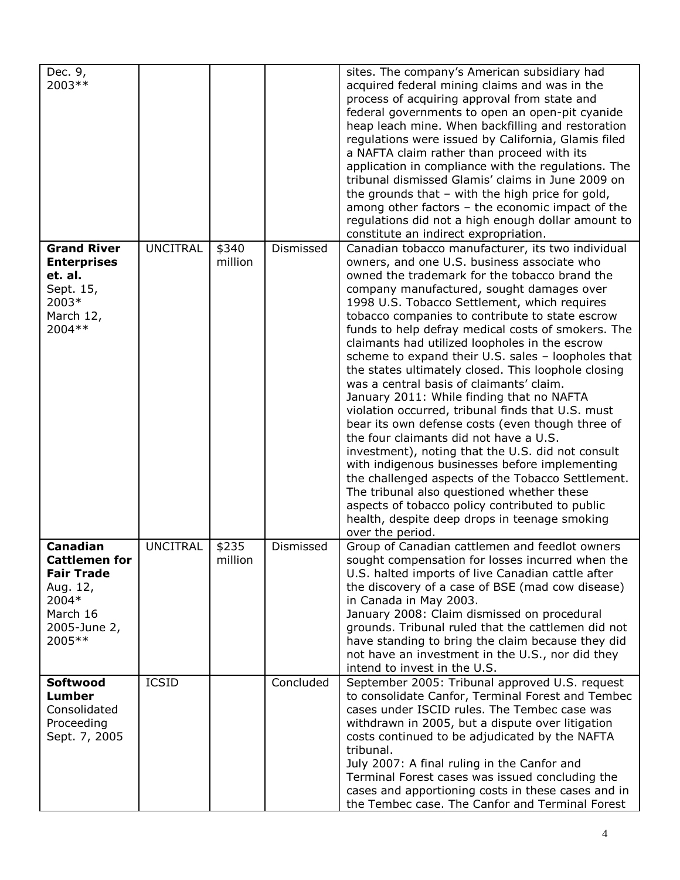| | | | | |
|---|---|---|---|---|
| Dec. 9, 2003** | | | | sites. The company's American subsidiary had acquired federal mining claims and was in the process of acquiring approval from state and federal governments to open an open-pit cyanide heap leach mine. When backfilling and restoration regulations were issued by California, Glamis filed a NAFTA claim rather than proceed with its application in compliance with the regulations. The tribunal dismissed Glamis' claims in June 2009 on the grounds that – with the high price for gold, among other factors – the economic impact of the regulations did not a high enough dollar amount to constitute an indirect expropriation. |
| **Grand River Enterprises et. al.** Sept. 15, 2003* March 12, 2004** | UNCITRAL | $340 million | Dismissed | Canadian tobacco manufacturer, its two individual owners, and one U.S. business associate who owned the trademark for the tobacco brand the company manufactured, sought damages over 1998 U.S. Tobacco Settlement, which requires tobacco companies to contribute to state escrow funds to help defray medical costs of smokers. The claimants had utilized loopholes in the escrow scheme to expand their U.S. sales – loopholes that the states ultimately closed. This loophole closing was a central basis of claimants' claim. January 2011: While finding that no NAFTA violation occurred, tribunal finds that U.S. must bear its own defense costs (even though three of the four claimants did not have a U.S. investment), noting that the U.S. did not consult with indigenous businesses before implementing the challenged aspects of the Tobacco Settlement. The tribunal also questioned whether these aspects of tobacco policy contributed to public health, despite deep drops in teenage smoking over the period. |
| **Canadian Cattlemen for Fair Trade** Aug. 12, 2004* March 16 2005-June 2, 2005** | UNCITRAL | $235 million | Dismissed | Group of Canadian cattlemen and feedlot owners sought compensation for losses incurred when the U.S. halted imports of live Canadian cattle after the discovery of a case of BSE (mad cow disease) in Canada in May 2003. January 2008: Claim dismissed on procedural grounds. Tribunal ruled that the cattlemen did not have standing to bring the claim because they did not have an investment in the U.S., nor did they intend to invest in the U.S. |
| **Softwood Lumber** Consolidated Proceeding Sept. 7, 2005 | ICSID | | Concluded | September 2005: Tribunal approved U.S. request to consolidate Canfor, Terminal Forest and Tembec cases under ISCID rules. The Tembec case was withdrawn in 2005, but a dispute over litigation costs continued to be adjudicated by the NAFTA tribunal. July 2007: A final ruling in the Canfor and Terminal Forest cases was issued concluding the cases and apportioning costs in these cases and in the Tembec case. The Canfor and Terminal Forest |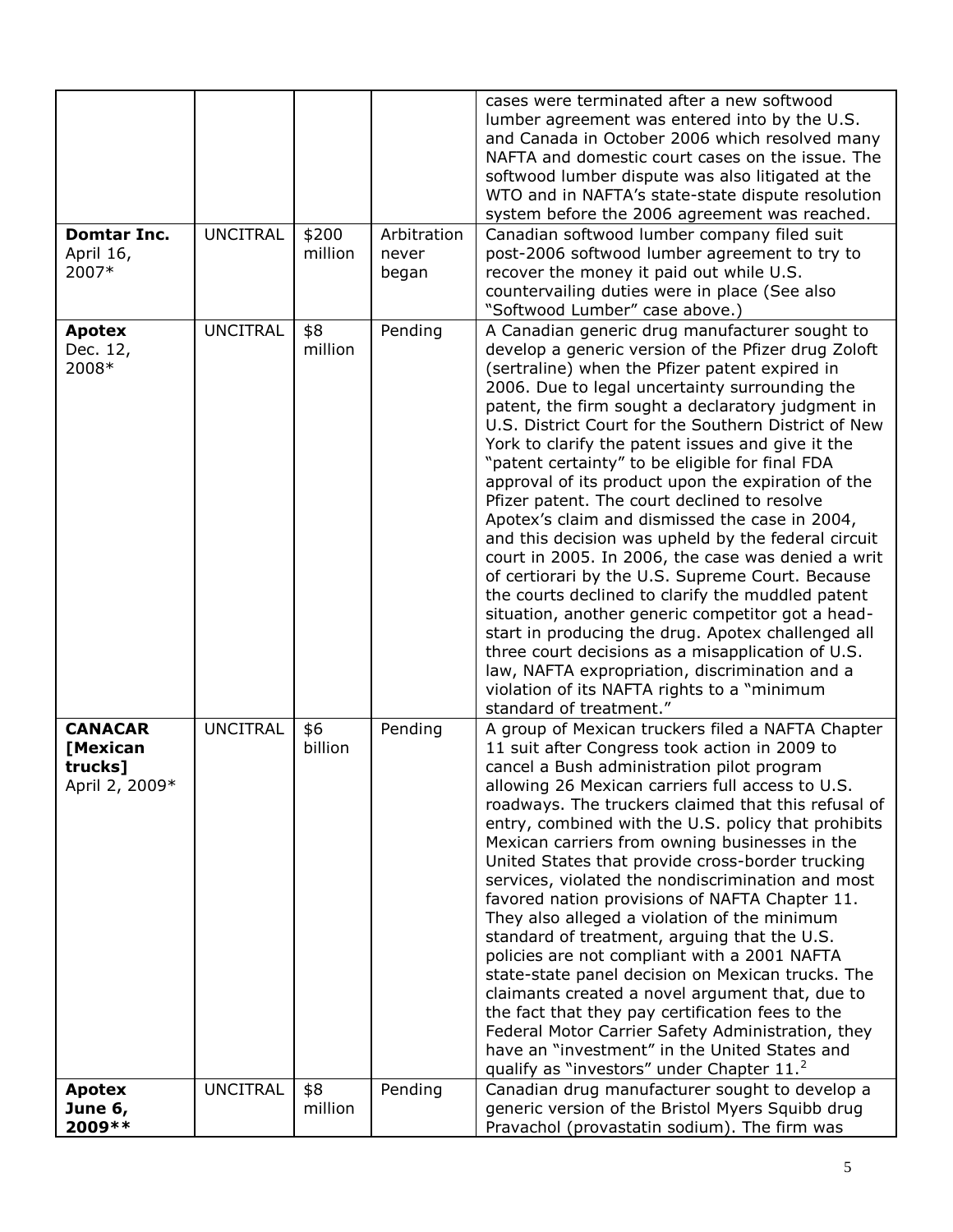| | | | | |
|---|---|---|---|---|
| | | | | cases were terminated after a new softwood lumber agreement was entered into by the U.S. and Canada in October 2006 which resolved many NAFTA and domestic court cases on the issue. The softwood lumber dispute was also litigated at the WTO and in NAFTA's state-state dispute resolution system before the 2006 agreement was reached. |
| **Domtar Inc.** April 16, 2007* | UNCITRAL | $200 million | Arbitration never began | Canadian softwood lumber company filed suit post-2006 softwood lumber agreement to try to recover the money it paid out while U.S. countervailing duties were in place (See also "Softwood Lumber" case above.) |
| **Apotex** Dec. 12, 2008* | UNCITRAL | $8 million | Pending | A Canadian generic drug manufacturer sought to develop a generic version of the Pfizer drug Zoloft (sertraline) when the Pfizer patent expired in 2006. Due to legal uncertainty surrounding the patent, the firm sought a declaratory judgment in U.S. District Court for the Southern District of New York to clarify the patent issues and give it the "patent certainty" to be eligible for final FDA approval of its product upon the expiration of the Pfizer patent. The court declined to resolve Apotex's claim and dismissed the case in 2004, and this decision was upheld by the federal circuit court in 2005. In 2006, the case was denied a writ of certiorari by the U.S. Supreme Court. Because the courts declined to clarify the muddled patent situation, another generic competitor got a head-start in producing the drug. Apotex challenged all three court decisions as a misapplication of U.S. law, NAFTA expropriation, discrimination and a violation of its NAFTA rights to a "minimum standard of treatment." |
| **CANACAR [Mexican trucks]** April 2, 2009* | UNCITRAL | $6 billion | Pending | A group of Mexican truckers filed a NAFTA Chapter 11 suit after Congress took action in 2009 to cancel a Bush administration pilot program allowing 26 Mexican carriers full access to U.S. roadways. The truckers claimed that this refusal of entry, combined with the U.S. policy that prohibits Mexican carriers from owning businesses in the United States that provide cross-border trucking services, violated the nondiscrimination and most favored nation provisions of NAFTA Chapter 11. They also alleged a violation of the minimum standard of treatment, arguing that the U.S. policies are not compliant with a 2001 NAFTA state-state panel decision on Mexican trucks. The claimants created a novel argument that, due to the fact that they pay certification fees to the Federal Motor Carrier Safety Administration, they have an "investment" in the United States and qualify as "investors" under Chapter 11.[2] |
| **Apotex June 6, 2009**** | UNCITRAL | $8 million | Pending | Canadian drug manufacturer sought to develop a generic version of the Bristol Myers Squibb drug Pravachol (provastatin sodium). The firm was |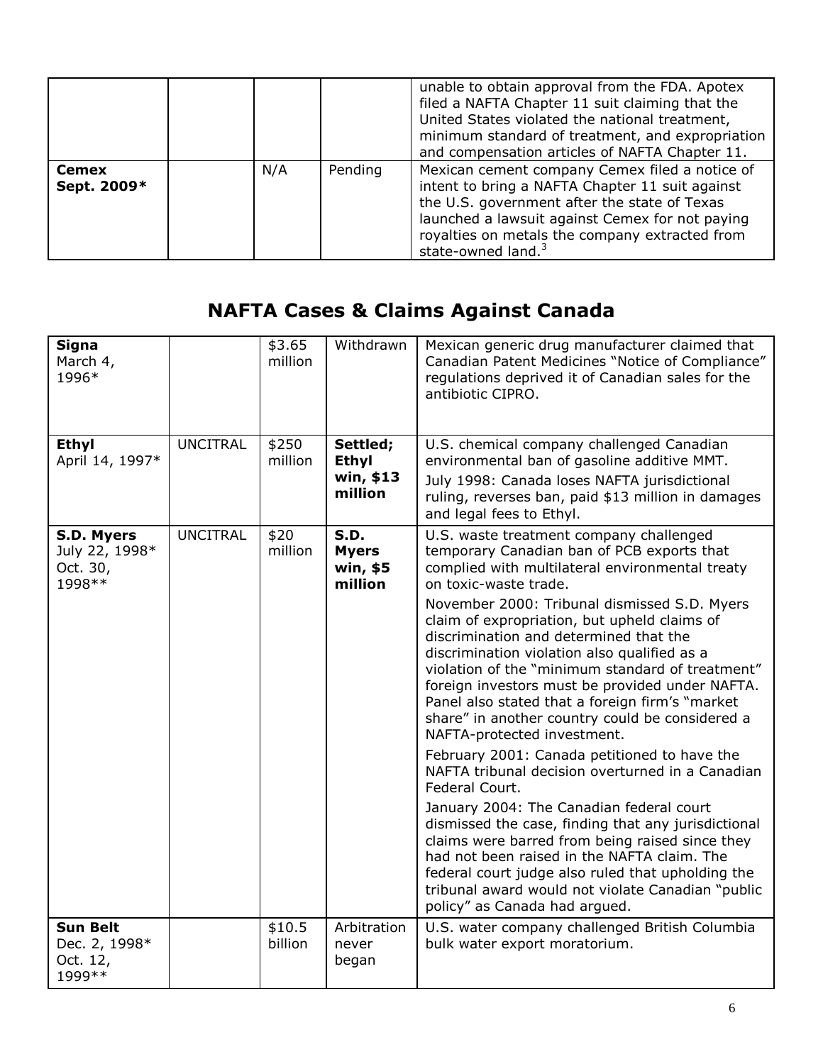| | | | | |
|---|---|---|---|---|
| | | | | unable to obtain approval from the FDA. Apotex filed a NAFTA Chapter 11 suit claiming that the United States violated the national treatment, minimum standard of treatment, and expropriation and compensation articles of NAFTA Chapter 11. |
| **Cemex** **Sept. 2009*** | | N/A | Pending | Mexican cement company Cemex filed a notice of intent to bring a NAFTA Chapter 11 suit against the U.S. government after the state of Texas launched a lawsuit against Cemex for not paying royalties on metals the company extracted from state-owned land.[3] |

## NAFTA Cases & Claims Against Canada

| | | | | |
|---|---|---|---|---|
| **Signa** March 4, 1996* | | $3.65 million | Withdrawn | Mexican generic drug manufacturer claimed that Canadian Patent Medicines "Notice of Compliance" regulations deprived it of Canadian sales for the antibiotic CIPRO. |
| **Ethyl** April 14, 1997* | UNCITRAL | $250 million | **Settled; Ethyl win, $13 million** | U.S. chemical company challenged Canadian environmental ban of gasoline additive MMT.<br>July 1998: Canada loses NAFTA jurisdictional ruling, reverses ban, paid $13 million in damages and legal fees to Ethyl. |
| **S.D. Myers** July 22, 1998* Oct. 30, 1998** | UNCITRAL | $20 million | **S.D. Myers win, $5 million** | U.S. waste treatment company challenged temporary Canadian ban of PCB exports that complied with multilateral environmental treaty on toxic-waste trade.<br>November 2000: Tribunal dismissed S.D. Myers claim of expropriation, but upheld claims of discrimination and determined that the discrimination violation also qualified as a violation of the "minimum standard of treatment" foreign investors must be provided under NAFTA. Panel also stated that a foreign firm's "market share" in another country could be considered a NAFTA-protected investment.<br>February 2001: Canada petitioned to have the NAFTA tribunal decision overturned in a Canadian Federal Court.<br>January 2004: The Canadian federal court dismissed the case, finding that any jurisdictional claims were barred from being raised since they had not been raised in the NAFTA claim. The federal court judge also ruled that upholding the tribunal award would not violate Canadian "public policy" as Canada had argued. |
| **Sun Belt** Dec. 2, 1998* Oct. 12, 1999** | | $10.5 billion | Arbitration never began | U.S. water company challenged British Columbia bulk water export moratorium. |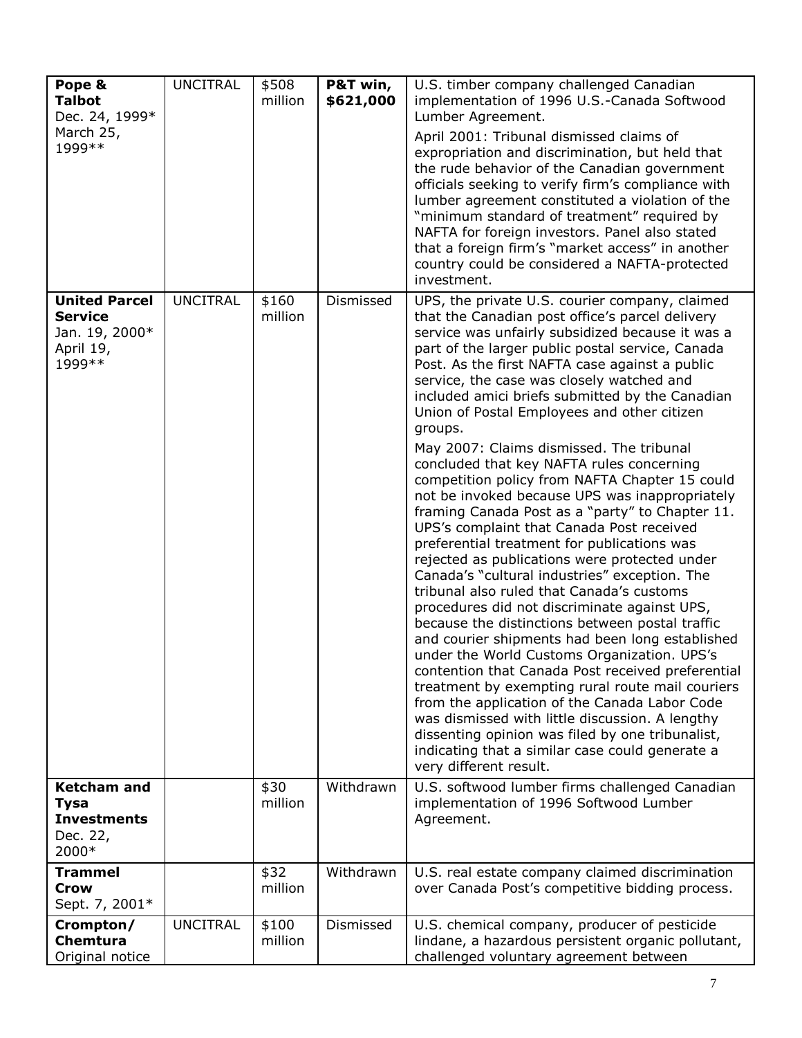| | | | | |
|---|---|---|---|---|
| **Pope & Talbot** Dec. 24, 1999* March 25, 1999** | UNCITRAL | $508 million | **P&T win, $621,000** | U.S. timber company challenged Canadian implementation of 1996 U.S.-Canada Softwood Lumber Agreement.<br><br>April 2001: Tribunal dismissed claims of expropriation and discrimination, but held that the rude behavior of the Canadian government officials seeking to verify firm's compliance with lumber agreement constituted a violation of the "minimum standard of treatment" required by NAFTA for foreign investors. Panel also stated that a foreign firm's "market access" in another country could be considered a NAFTA-protected investment. |
| **United Parcel Service** Jan. 19, 2000* April 19, 1999** | UNCITRAL | $160 million | Dismissed | UPS, the private U.S. courier company, claimed that the Canadian post office's parcel delivery service was unfairly subsidized because it was a part of the larger public postal service, Canada Post. As the first NAFTA case against a public service, the case was closely watched and included amici briefs submitted by the Canadian Union of Postal Employees and other citizen groups.<br><br>May 2007: Claims dismissed. The tribunal concluded that key NAFTA rules concerning competition policy from NAFTA Chapter 15 could not be invoked because UPS was inappropriately framing Canada Post as a "party" to Chapter 11. UPS's complaint that Canada Post received preferential treatment for publications was rejected as publications were protected under Canada's "cultural industries" exception. The tribunal also ruled that Canada's customs procedures did not discriminate against UPS, because the distinctions between postal traffic and courier shipments had been long established under the World Customs Organization. UPS's contention that Canada Post received preferential treatment by exempting rural route mail couriers from the application of the Canada Labor Code was dismissed with little discussion. A lengthy dissenting opinion was filed by one tribunalist, indicating that a similar case could generate a very different result. |
| **Ketcham and Tysa Investments** Dec. 22, 2000* | | $30 million | Withdrawn | U.S. softwood lumber firms challenged Canadian implementation of 1996 Softwood Lumber Agreement. |
| **Trammel Crow** Sept. 7, 2001* | | $32 million | Withdrawn | U.S. real estate company claimed discrimination over Canada Post's competitive bidding process. |
| **Crompton/ Chemtura** Original notice | UNCITRAL | $100 million | Dismissed | U.S. chemical company, producer of pesticide lindane, a hazardous persistent organic pollutant, challenged voluntary agreement between |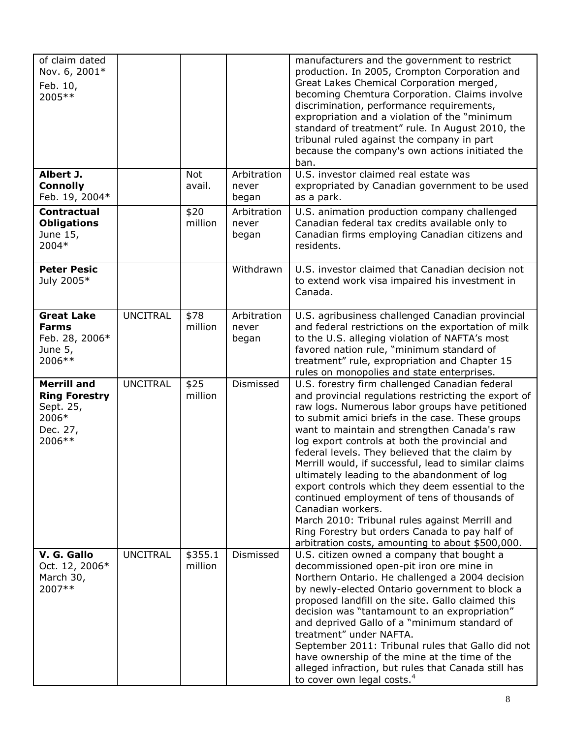| | | | | |
|---|---|---|---|---|
| of claim dated Nov. 6, 2001* Feb. 10, 2005** | | | | manufacturers and the government to restrict production. In 2005, Crompton Corporation and Great Lakes Chemical Corporation merged, becoming Chemtura Corporation. Claims involve discrimination, performance requirements, expropriation and a violation of the "minimum standard of treatment" rule. In August 2010, the tribunal ruled against the company in part because the company's own actions initiated the ban. |
| **Albert J. Connolly** Feb. 19, 2004* | | Not avail. | Arbitration never began | U.S. investor claimed real estate was expropriated by Canadian government to be used as a park. |
| **Contractual Obligations** June 15, 2004* | | $20 million | Arbitration never began | U.S. animation production company challenged Canadian federal tax credits available only to Canadian firms employing Canadian citizens and residents. |
| **Peter Pesic** July 2005* | | | Withdrawn | U.S. investor claimed that Canadian decision not to extend work visa impaired his investment in Canada. |
| **Great Lake Farms** Feb. 28, 2006* June 5, 2006** | UNCITRAL | $78 million | Arbitration never began | U.S. agribusiness challenged Canadian provincial and federal restrictions on the exportation of milk to the U.S. alleging violation of NAFTA's most favored nation rule, "minimum standard of treatment" rule, expropriation and Chapter 15 rules on monopolies and state enterprises. |
| **Merrill and Ring Forestry** Sept. 25, 2006* Dec. 27, 2006** | UNCITRAL | $25 million | Dismissed | U.S. forestry firm challenged Canadian federal and provincial regulations restricting the export of raw logs. Numerous labor groups have petitioned to submit amici briefs in the case. These groups want to maintain and strengthen Canada's raw log export controls at both the provincial and federal levels. They believed that the claim by Merrill would, if successful, lead to similar claims ultimately leading to the abandonment of log export controls which they deem essential to the continued employment of tens of thousands of Canadian workers. March 2010: Tribunal rules against Merrill and Ring Forestry but orders Canada to pay half of arbitration costs, amounting to about $500,000. |
| **V. G. Gallo** Oct. 12, 2006* March 30, 2007** | UNCITRAL | $355.1 million | Dismissed | U.S. citizen owned a company that bought a decommissioned open-pit iron ore mine in Northern Ontario. He challenged a 2004 decision by newly-elected Ontario government to block a proposed landfill on the site. Gallo claimed this decision was "tantamount to an expropriation" and deprived Gallo of a "minimum standard of treatment" under NAFTA. September 2011: Tribunal rules that Gallo did not have ownership of the mine at the time of the alleged infraction, but rules that Canada still has to cover own legal costs.[4] |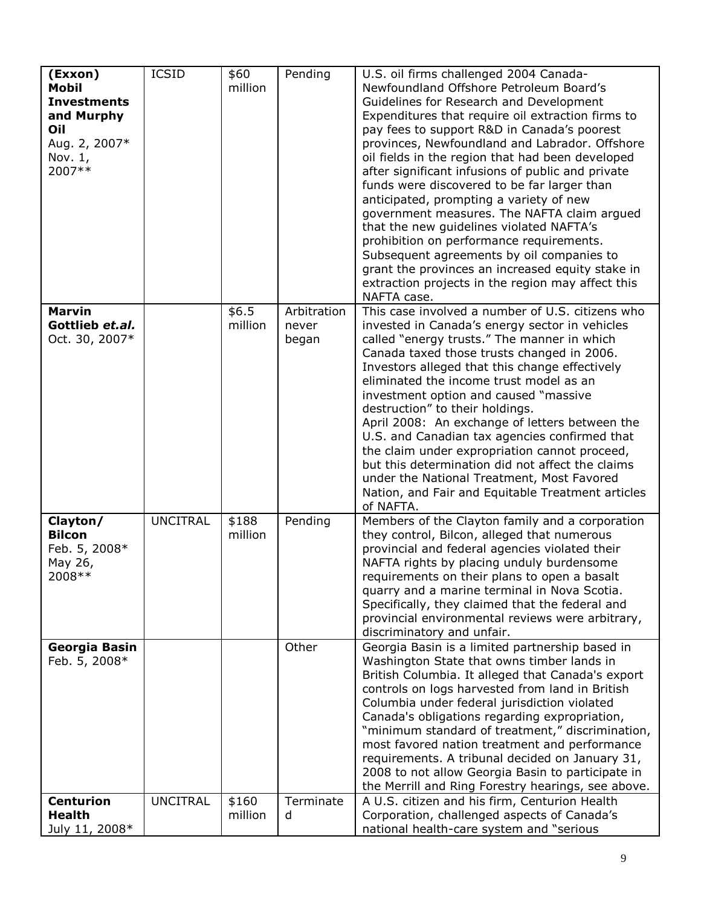| **(Exxon) Mobil Investments and Murphy Oil** Aug. 2, 2007* Nov. 1, 2007** | ICSID | $60 million | Pending | U.S. oil firms challenged 2004 Canada-Newfoundland Offshore Petroleum Board's Guidelines for Research and Development Expenditures that require oil extraction firms to pay fees to support R&D in Canada's poorest provinces, Newfoundland and Labrador. Offshore oil fields in the region that had been developed after significant infusions of public and private funds were discovered to be far larger than anticipated, prompting a variety of new government measures. The NAFTA claim argued that the new guidelines violated NAFTA's prohibition on performance requirements. Subsequent agreements by oil companies to grant the provinces an increased equity stake in extraction projects in the region may affect this NAFTA case. |
|---|---|---|---|---|
| **Marvin Gottlieb *et.al.*** Oct. 30, 2007* | | $6.5 million | Arbitration never began | This case involved a number of U.S. citizens who invested in Canada's energy sector in vehicles called "energy trusts." The manner in which Canada taxed those trusts changed in 2006. Investors alleged that this change effectively eliminated the income trust model as an investment option and caused "massive destruction" to their holdings. April 2008: An exchange of letters between the U.S. and Canadian tax agencies confirmed that the claim under expropriation cannot proceed, but this determination did not affect the claims under the National Treatment, Most Favored Nation, and Fair and Equitable Treatment articles of NAFTA. |
| **Clayton/ Bilcon** Feb. 5, 2008* May 26, 2008** | UNCITRAL | $188 million | Pending | Members of the Clayton family and a corporation they control, Bilcon, alleged that numerous provincial and federal agencies violated their NAFTA rights by placing unduly burdensome requirements on their plans to open a basalt quarry and a marine terminal in Nova Scotia. Specifically, they claimed that the federal and provincial environmental reviews were arbitrary, discriminatory and unfair. |
| **Georgia Basin** Feb. 5, 2008* | | | Other | Georgia Basin is a limited partnership based in Washington State that owns timber lands in British Columbia. It alleged that Canada's export controls on logs harvested from land in British Columbia under federal jurisdiction violated Canada's obligations regarding expropriation, "minimum standard of treatment," discrimination, most favored nation treatment and performance requirements. A tribunal decided on January 31, 2008 to not allow Georgia Basin to participate in the Merrill and Ring Forestry hearings, see above. |
| **Centurion Health** July 11, 2008* | UNCITRAL | $160 million | Terminated | A U.S. citizen and his firm, Centurion Health Corporation, challenged aspects of Canada's national health-care system and "serious |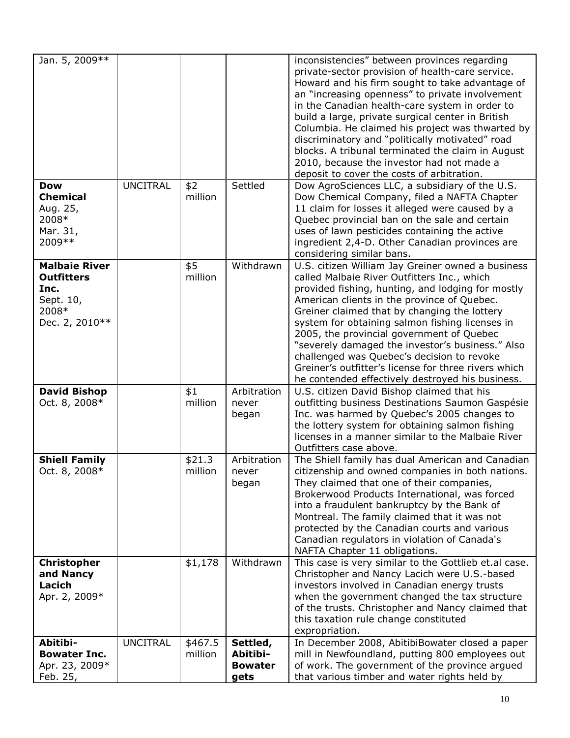| | | | | |
|---|---|---|---|---|
| Jan. 5, 2009** | | | | inconsistencies" between provinces regarding private-sector provision of health-care service. Howard and his firm sought to take advantage of an "increasing openness" to private involvement in the Canadian health-care system in order to build a large, private surgical center in British Columbia. He claimed his project was thwarted by discriminatory and "politically motivated" road blocks. A tribunal terminated the claim in August 2010, because the investor had not made a deposit to cover the costs of arbitration. |
| **Dow Chemical** Aug. 25, 2008* Mar. 31, 2009** | UNCITRAL | $2 million | Settled | Dow AgroSciences LLC, a subsidiary of the U.S. Dow Chemical Company, filed a NAFTA Chapter 11 claim for losses it alleged were caused by a Quebec provincial ban on the sale and certain uses of lawn pesticides containing the active ingredient 2,4-D. Other Canadian provinces are considering similar bans. |
| **Malbaie River Outfitters Inc.** Sept. 10, 2008* Dec. 2, 2010** | | $5 million | Withdrawn | U.S. citizen William Jay Greiner owned a business called Malbaie River Outfitters Inc., which provided fishing, hunting, and lodging for mostly American clients in the province of Quebec. Greiner claimed that by changing the lottery system for obtaining salmon fishing licenses in 2005, the provincial government of Quebec "severely damaged the investor's business." Also challenged was Quebec's decision to revoke Greiner's outfitter's license for three rivers which he contended effectively destroyed his business. |
| **David Bishop** Oct. 8, 2008* | | $1 million | Arbitration never began | U.S. citizen David Bishop claimed that his outfitting business Destinations Saumon Gaspésie Inc. was harmed by Quebec's 2005 changes to the lottery system for obtaining salmon fishing licenses in a manner similar to the Malbaie River Outfitters case above. |
| **Shiell Family** Oct. 8, 2008* | | $21.3 million | Arbitration never began | The Shiell family has dual American and Canadian citizenship and owned companies in both nations. They claimed that one of their companies, Brokerwood Products International, was forced into a fraudulent bankruptcy by the Bank of Montreal. The family claimed that it was not protected by the Canadian courts and various Canadian regulators in violation of Canada's NAFTA Chapter 11 obligations. |
| **Christopher and Nancy Lacich** Apr. 2, 2009* | | $1,178 | Withdrawn | This case is very similar to the Gottlieb et.al case. Christopher and Nancy Lacich were U.S.-based investors involved in Canadian energy trusts when the government changed the tax structure of the trusts. Christopher and Nancy claimed that this taxation rule change constituted expropriation. |
| **Abitibi-Bowater Inc.** Apr. 23, 2009* Feb. 25, | UNCITRAL | $467.5 million | **Settled, Abitibi-Bowater gets** | In December 2008, AbitibiBowater closed a paper mill in Newfoundland, putting 800 employees out of work. The government of the province argued that various timber and water rights held by |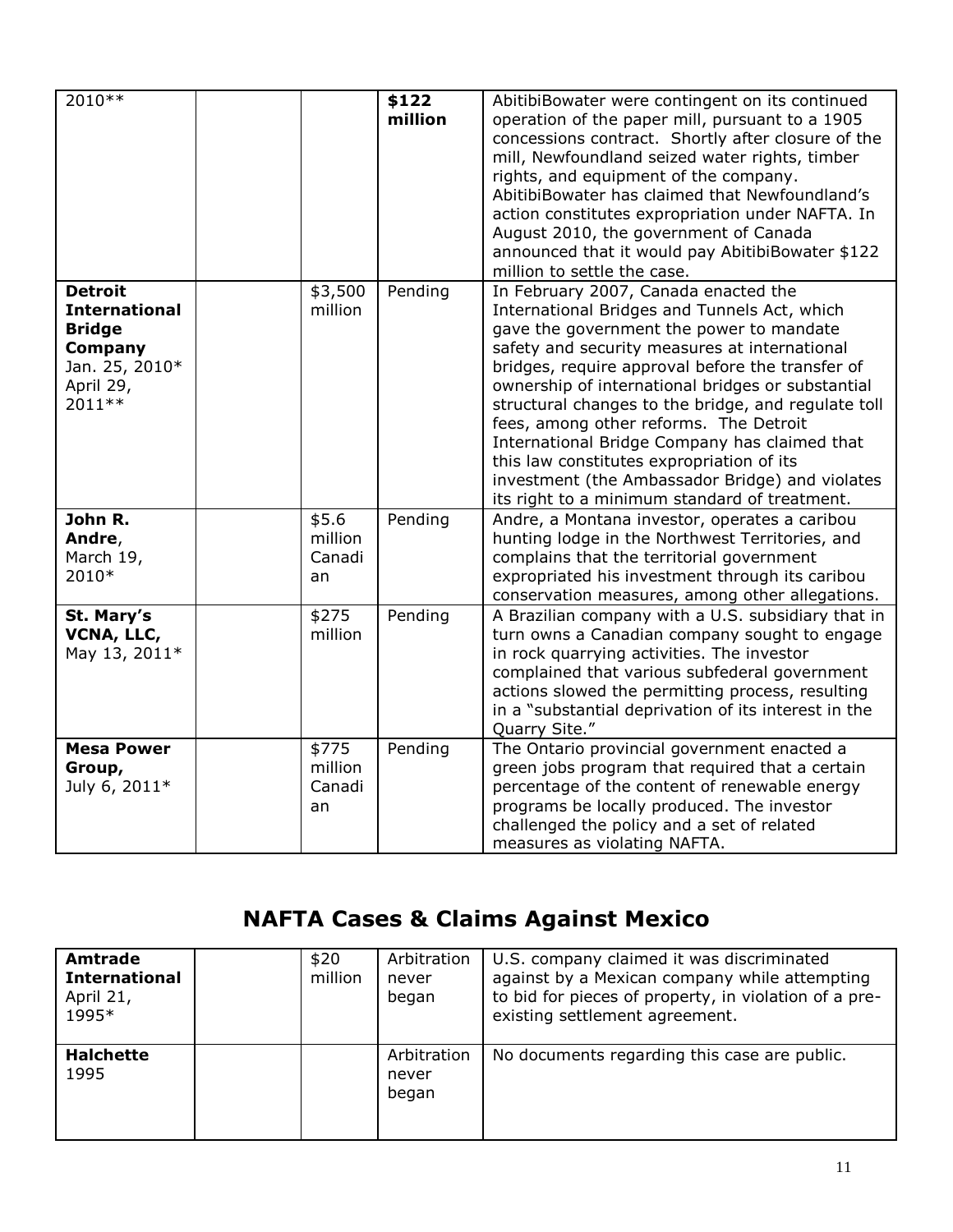| 2010** | | | **$122 million** | AbitibiBowater were contingent on its continued operation of the paper mill, pursuant to a 1905 concessions contract. Shortly after closure of the mill, Newfoundland seized water rights, timber rights, and equipment of the company. AbitibiBowater has claimed that Newfoundland's action constitutes expropriation under NAFTA. In August 2010, the government of Canada announced that it would pay AbitibiBowater $122 million to settle the case. |
|---|---|---|---|---|
| **Detroit International Bridge Company** Jan. 25, 2010* April 29, 2011** | | $3,500 million | Pending | In February 2007, Canada enacted the International Bridges and Tunnels Act, which gave the government the power to mandate safety and security measures at international bridges, require approval before the transfer of ownership of international bridges or substantial structural changes to the bridge, and regulate toll fees, among other reforms. The Detroit International Bridge Company has claimed that this law constitutes expropriation of its investment (the Ambassador Bridge) and violates its right to a minimum standard of treatment. |
| **John R. Andre**, March 19, 2010* | | $5.6 million Canadian | Pending | Andre, a Montana investor, operates a caribou hunting lodge in the Northwest Territories, and complains that the territorial government expropriated his investment through its caribou conservation measures, among other allegations. |
| **St. Mary's VCNA, LLC,** May 13, 2011* | | $275 million | Pending | A Brazilian company with a U.S. subsidiary that in turn owns a Canadian company sought to engage in rock quarrying activities. The investor complained that various subfederal government actions slowed the permitting process, resulting in a "substantial deprivation of its interest in the Quarry Site." |
| **Mesa Power Group,** July 6, 2011* | | $775 million Canadian | Pending | The Ontario provincial government enacted a green jobs program that required that a certain percentage of the content of renewable energy programs be locally produced. The investor challenged the policy and a set of related measures as violating NAFTA. |

## NAFTA Cases & Claims Against Mexico

| **Amtrade International** April 21, 1995* | | $20 million | Arbitration never began | U.S. company claimed it was discriminated against by a Mexican company while attempting to bid for pieces of property, in violation of a pre-existing settlement agreement. |
|---|---|---|---|---|
| **Halchette** 1995 | | | Arbitration never began | No documents regarding this case are public. |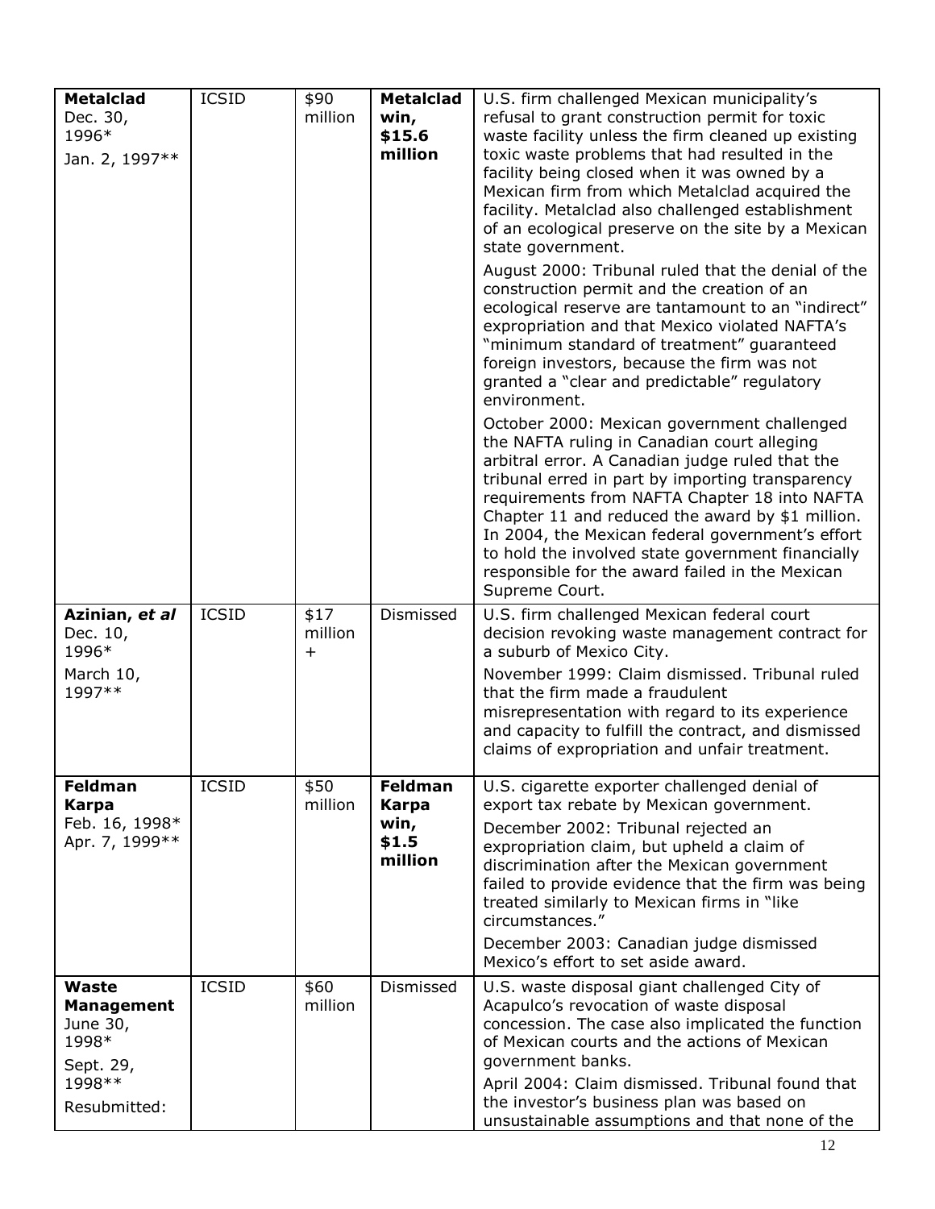| | | | | |
|---|---|---|---|---|
| **Metalclad** Dec. 30, 1996* Jan. 2, 1997** | ICSID | $90 million | **Metalclad win, $15.6 million** | U.S. firm challenged Mexican municipality's refusal to grant construction permit for toxic waste facility unless the firm cleaned up existing toxic waste problems that had resulted in the facility being closed when it was owned by a Mexican firm from which Metalclad acquired the facility. Metalclad also challenged establishment of an ecological preserve on the site by a Mexican state government.<br><br>August 2000: Tribunal ruled that the denial of the construction permit and the creation of an ecological reserve are tantamount to an "indirect" expropriation and that Mexico violated NAFTA's "minimum standard of treatment" guaranteed foreign investors, because the firm was not granted a "clear and predictable" regulatory environment.<br><br>October 2000: Mexican government challenged the NAFTA ruling in Canadian court alleging arbitral error. A Canadian judge ruled that the tribunal erred in part by importing transparency requirements from NAFTA Chapter 18 into NAFTA Chapter 11 and reduced the award by $1 million. In 2004, the Mexican federal government's effort to hold the involved state government financially responsible for the award failed in the Mexican Supreme Court. |
| **Azinian, *et al*** Dec. 10, 1996* March 10, 1997** | ICSID | $17 million + | Dismissed | U.S. firm challenged Mexican federal court decision revoking waste management contract for a suburb of Mexico City.<br><br>November 1999: Claim dismissed. Tribunal ruled that the firm made a fraudulent misrepresentation with regard to its experience and capacity to fulfill the contract, and dismissed claims of expropriation and unfair treatment. |
| **Feldman Karpa** Feb. 16, 1998* Apr. 7, 1999** | ICSID | $50 million | **Feldman Karpa win, $1.5 million** | U.S. cigarette exporter challenged denial of export tax rebate by Mexican government.<br><br>December 2002: Tribunal rejected an expropriation claim, but upheld a claim of discrimination after the Mexican government failed to provide evidence that the firm was being treated similarly to Mexican firms in "like circumstances."<br><br>December 2003: Canadian judge dismissed Mexico's effort to set aside award. |
| **Waste Management** June 30, 1998* Sept. 29, 1998** Resubmitted: | ICSID | $60 million | Dismissed | U.S. waste disposal giant challenged City of Acapulco's revocation of waste disposal concession. The case also implicated the function of Mexican courts and the actions of Mexican government banks.<br><br>April 2004: Claim dismissed. Tribunal found that the investor's business plan was based on unsustainable assumptions and that none of the |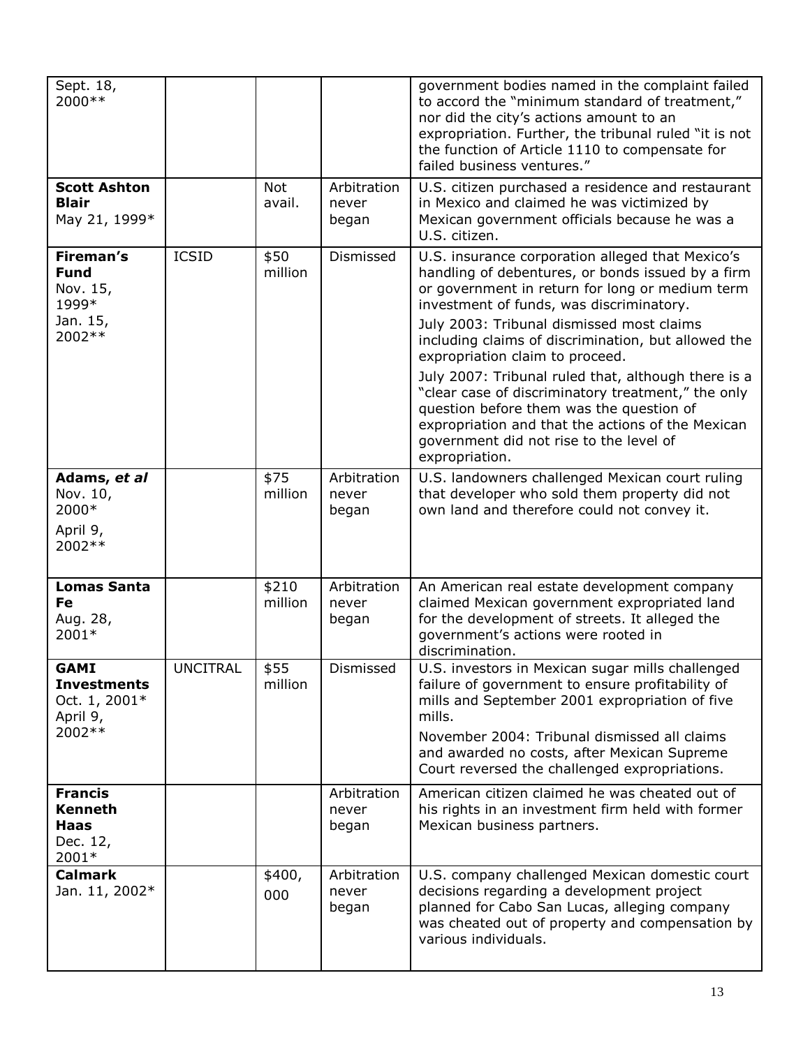| | | | | |
|---|---|---|---|---|
| Sept. 18, 2000** | | | | government bodies named in the complaint failed to accord the "minimum standard of treatment," nor did the city's actions amount to an expropriation. Further, the tribunal ruled "it is not the function of Article 1110 to compensate for failed business ventures." |
| **Scott Ashton Blair** May 21, 1999* | | Not avail. | Arbitration never began | U.S. citizen purchased a residence and restaurant in Mexico and claimed he was victimized by Mexican government officials because he was a U.S. citizen. |
| **Fireman's Fund** Nov. 15, 1999* Jan. 15, 2002** | ICSID | $50 million | Dismissed | U.S. insurance corporation alleged that Mexico's handling of debentures, or bonds issued by a firm or government in return for long or medium term investment of funds, was discriminatory. July 2003: Tribunal dismissed most claims including claims of discrimination, but allowed the expropriation claim to proceed. July 2007: Tribunal ruled that, although there is a "clear case of discriminatory treatment," the only question before them was the question of expropriation and that the actions of the Mexican government did not rise to the level of expropriation. |
| **Adams, *et al*** Nov. 10, 2000* April 9, 2002** | | $75 million | Arbitration never began | U.S. landowners challenged Mexican court ruling that developer who sold them property did not own land and therefore could not convey it. |
| **Lomas Santa Fe** Aug. 28, 2001* | | $210 million | Arbitration never began | An American real estate development company claimed Mexican government expropriated land for the development of streets. It alleged the government's actions were rooted in discrimination. |
| **GAMI Investments** Oct. 1, 2001* April 9, 2002** | UNCITRAL | $55 million | Dismissed | U.S. investors in Mexican sugar mills challenged failure of government to ensure profitability of mills and September 2001 expropriation of five mills. November 2004: Tribunal dismissed all claims and awarded no costs, after Mexican Supreme Court reversed the challenged expropriations. |
| **Francis Kenneth Haas** Dec. 12, 2001* | | | Arbitration never began | American citizen claimed he was cheated out of his rights in an investment firm held with former Mexican business partners. |
| **Calmark** Jan. 11, 2002* | | $400, 000 | Arbitration never began | U.S. company challenged Mexican domestic court decisions regarding a development project planned for Cabo San Lucas, alleging company was cheated out of property and compensation by various individuals. |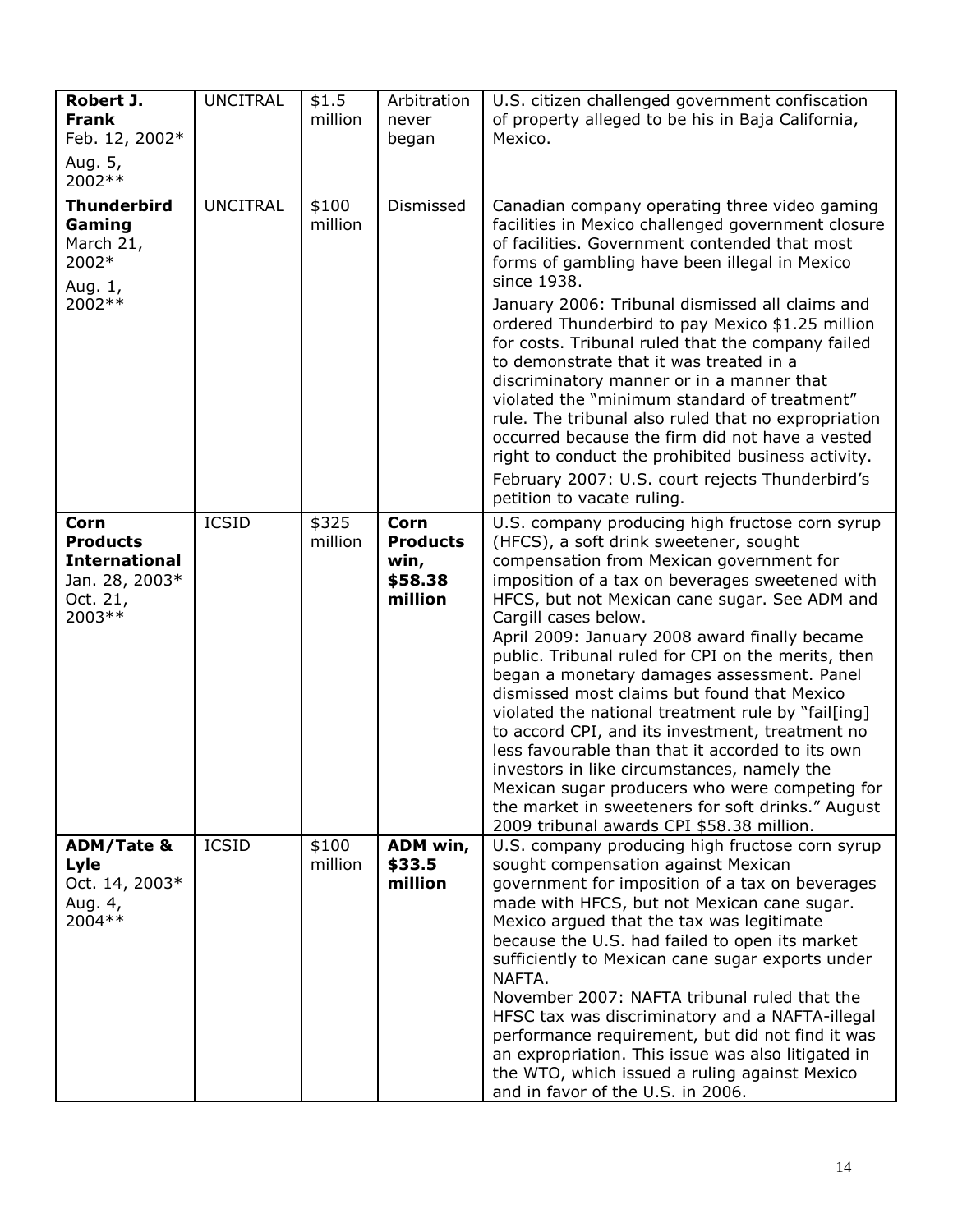| **Robert J. Frank** Feb. 12, 2002* Aug. 5, 2002** | UNCITRAL | $1.5 million | Arbitration never began | U.S. citizen challenged government confiscation of property alleged to be his in Baja California, Mexico. |
|---|---|---|---|---|
| **Thunderbird Gaming** March 21, 2002* Aug. 1, 2002** | UNCITRAL | $100 million | Dismissed | Canadian company operating three video gaming facilities in Mexico challenged government closure of facilities. Government contended that most forms of gambling have been illegal in Mexico since 1938. January 2006: Tribunal dismissed all claims and ordered Thunderbird to pay Mexico $1.25 million for costs. Tribunal ruled that the company failed to demonstrate that it was treated in a discriminatory manner or in a manner that violated the "minimum standard of treatment" rule. The tribunal also ruled that no expropriation occurred because the firm did not have a vested right to conduct the prohibited business activity. February 2007: U.S. court rejects Thunderbird's petition to vacate ruling. |
| **Corn Products International** Jan. 28, 2003* Oct. 21, 2003** | ICSID | $325 million | **Corn Products win, $58.38 million** | U.S. company producing high fructose corn syrup (HFCS), a soft drink sweetener, sought compensation from Mexican government for imposition of a tax on beverages sweetened with HFCS, but not Mexican cane sugar. See ADM and Cargill cases below. April 2009: January 2008 award finally became public. Tribunal ruled for CPI on the merits, then began a monetary damages assessment. Panel dismissed most claims but found that Mexico violated the national treatment rule by "fail[ing] to accord CPI, and its investment, treatment no less favourable than that it accorded to its own investors in like circumstances, namely the Mexican sugar producers who were competing for the market in sweeteners for soft drinks." August 2009 tribunal awards CPI $58.38 million. |
| **ADM/Tate & Lyle** Oct. 14, 2003* Aug. 4, 2004** | ICSID | $100 million | **ADM win, $33.5 million** | U.S. company producing high fructose corn syrup sought compensation against Mexican government for imposition of a tax on beverages made with HFCS, but not Mexican cane sugar. Mexico argued that the tax was legitimate because the U.S. had failed to open its market sufficiently to Mexican cane sugar exports under NAFTA. November 2007: NAFTA tribunal ruled that the HFSC tax was discriminatory and a NAFTA-illegal performance requirement, but did not find it was an expropriation. This issue was also litigated in the WTO, which issued a ruling against Mexico and in favor of the U.S. in 2006. |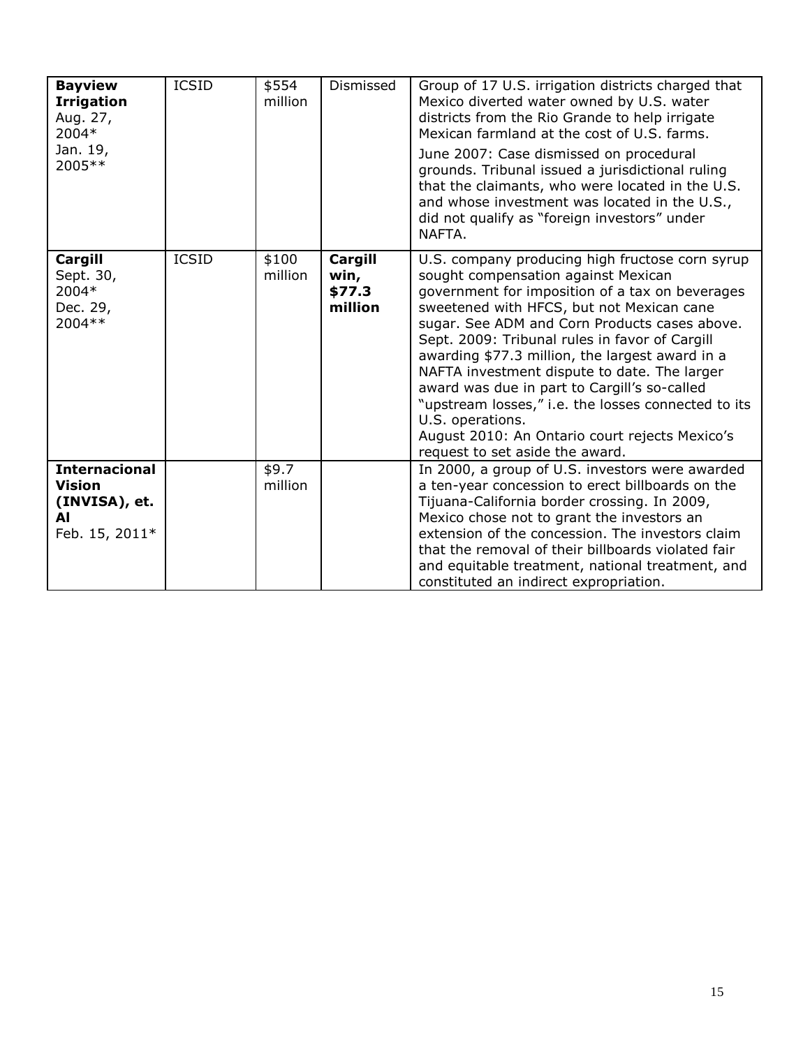| | | | | |
|---|---|---|---|---|
| **Bayview Irrigation** Aug. 27, 2004* Jan. 19, 2005** | ICSID | $554 million | Dismissed | Group of 17 U.S. irrigation districts charged that Mexico diverted water owned by U.S. water districts from the Rio Grande to help irrigate Mexican farmland at the cost of U.S. farms.<br><br>June 2007: Case dismissed on procedural grounds. Tribunal issued a jurisdictional ruling that the claimants, who were located in the U.S. and whose investment was located in the U.S., did not qualify as "foreign investors" under NAFTA. |
| **Cargill** Sept. 30, 2004* Dec. 29, 2004** | ICSID | $100 million | **Cargill win, $77.3 million** | U.S. company producing high fructose corn syrup sought compensation against Mexican government for imposition of a tax on beverages sweetened with HFCS, but not Mexican cane sugar. See ADM and Corn Products cases above. Sept. 2009: Tribunal rules in favor of Cargill awarding $77.3 million, the largest award in a NAFTA investment dispute to date. The larger award was due in part to Cargill's so-called "upstream losses," i.e. the losses connected to its U.S. operations.<br>August 2010: An Ontario court rejects Mexico's request to set aside the award. |
| **Internacional Vision (INVISA), et. Al** Feb. 15, 2011* | | $9.7 million | | In 2000, a group of U.S. investors were awarded a ten-year concession to erect billboards on the Tijuana-California border crossing. In 2009, Mexico chose not to grant the investors an extension of the concession. The investors claim that the removal of their billboards violated fair and equitable treatment, national treatment, and constituted an indirect expropriation. |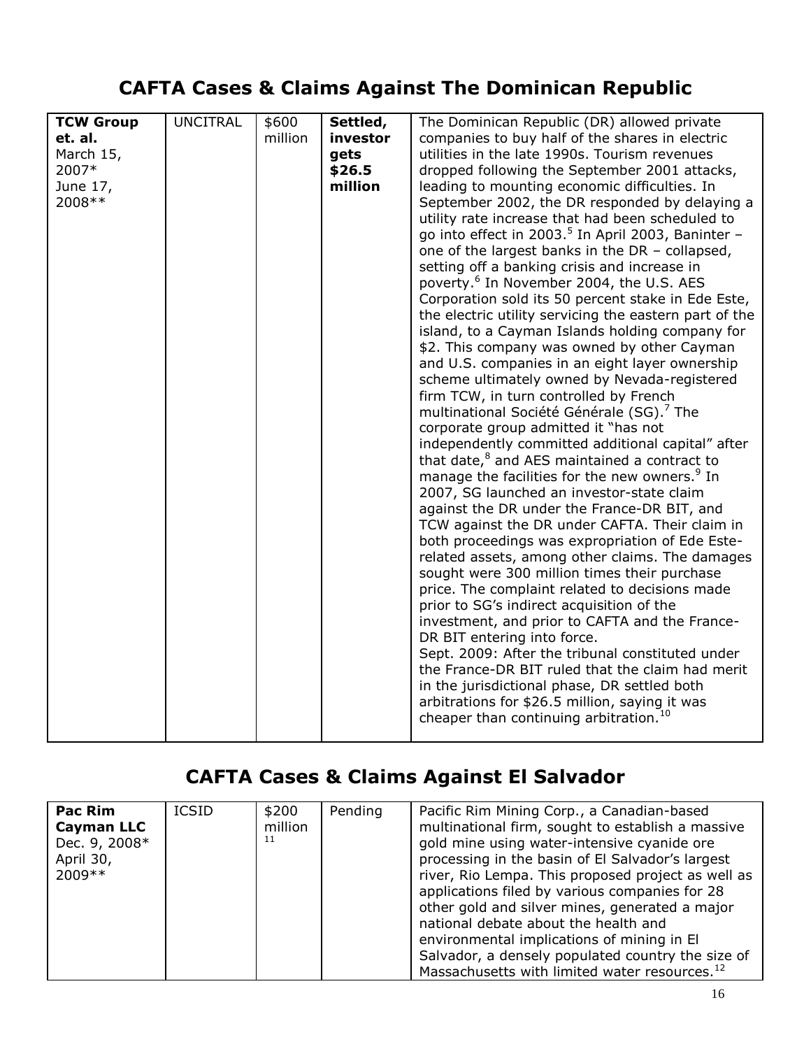## CAFTA Cases & Claims Against The Dominican Republic

| | | | | |
|---|---|---|---|---|
| **TCW Group et. al.** March 15, 2007* June 17, 2008** | UNCITRAL | $600 million | **Settled, investor gets $26.5 million** | The Dominican Republic (DR) allowed private companies to buy half of the shares in electric utilities in the late 1990s. Tourism revenues dropped following the September 2001 attacks, leading to mounting economic difficulties. In September 2002, the DR responded by delaying a utility rate increase that had been scheduled to go into effect in 2003.[5] In April 2003, Baninter – one of the largest banks in the DR – collapsed, setting off a banking crisis and increase in poverty.[6] In November 2004, the U.S. AES Corporation sold its 50 percent stake in Ede Este, the electric utility servicing the eastern part of the island, to a Cayman Islands holding company for $2. This company was owned by other Cayman and U.S. companies in an eight layer ownership scheme ultimately owned by Nevada-registered firm TCW, in turn controlled by French multinational Société Générale (SG).[7] The corporate group admitted it "has not independently committed additional capital" after that date,[8] and AES maintained a contract to manage the facilities for the new owners.[9] In 2007, SG launched an investor-state claim against the DR under the France-DR BIT, and TCW against the DR under CAFTA. Their claim in both proceedings was expropriation of Ede Este-related assets, among other claims. The damages sought were 300 million times their purchase price. The complaint related to decisions made prior to SG's indirect acquisition of the investment, and prior to CAFTA and the France-DR BIT entering into force. Sept. 2009: After the tribunal constituted under the France-DR BIT ruled that the claim had merit in the jurisdictional phase, DR settled both arbitrations for $26.5 million, saying it was cheaper than continuing arbitration.[10] |

## CAFTA Cases & Claims Against El Salvador

| | | | | |
|---|---|---|---|---|
| **Pac Rim Cayman LLC** Dec. 9, 2008* April 30, 2009** | ICSID | $200 million[11] | Pending | Pacific Rim Mining Corp., a Canadian-based multinational firm, sought to establish a massive gold mine using water-intensive cyanide ore processing in the basin of El Salvador's largest river, Rio Lempa. This proposed project as well as applications filed by various companies for 28 other gold and silver mines, generated a major national debate about the health and environmental implications of mining in El Salvador, a densely populated country the size of Massachusetts with limited water resources.[12] |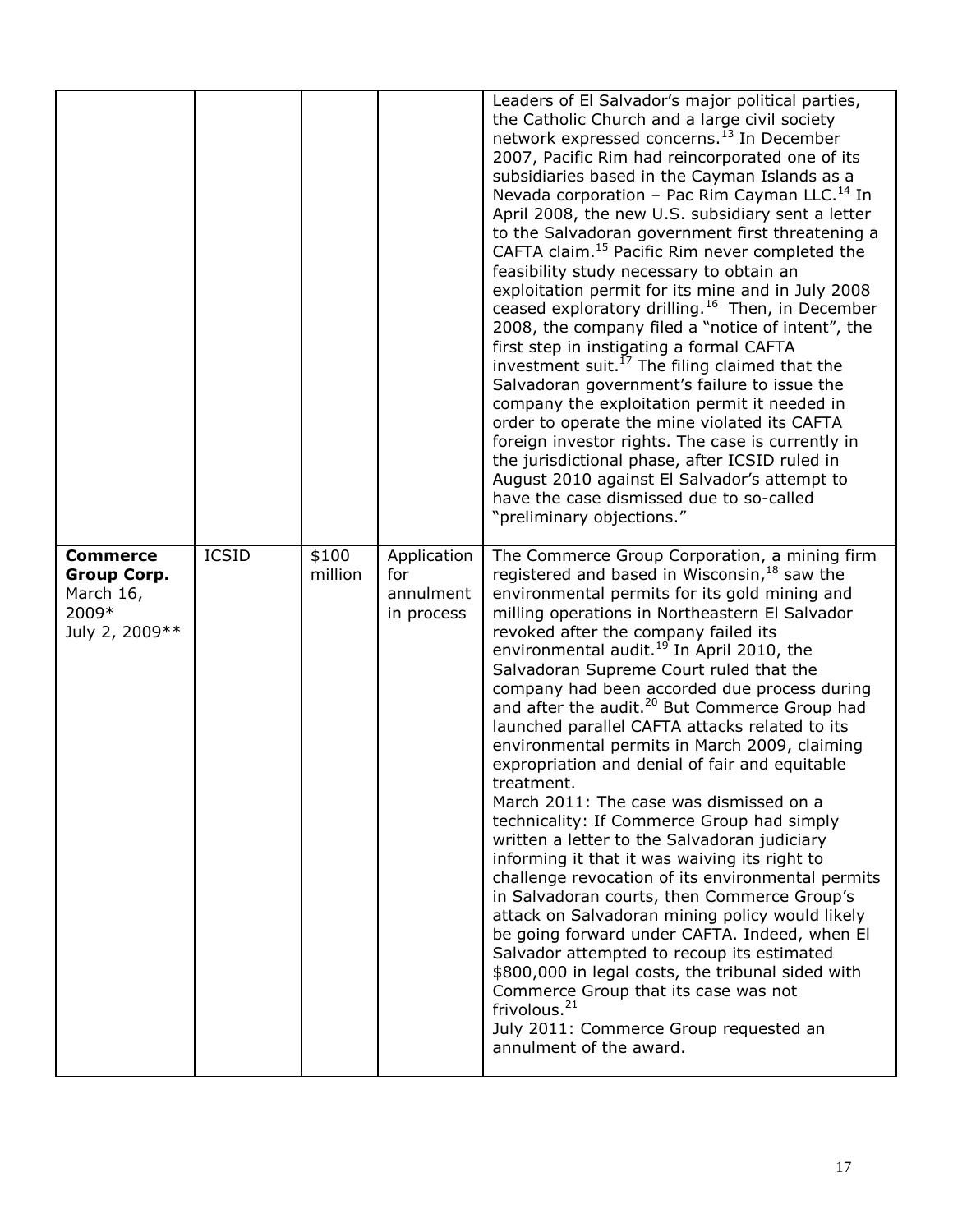| | | | | |
|---|---|---|---|---|
| | | | | Leaders of El Salvador's major political parties, the Catholic Church and a large civil society network expressed concerns.[13] In December 2007, Pacific Rim had reincorporated one of its subsidiaries based in the Cayman Islands as a Nevada corporation – Pac Rim Cayman LLC.[14] In April 2008, the new U.S. subsidiary sent a letter to the Salvadoran government first threatening a CAFTA claim.[15] Pacific Rim never completed the feasibility study necessary to obtain an exploitation permit for its mine and in July 2008 ceased exploratory drilling.[16] Then, in December 2008, the company filed a "notice of intent", the first step in instigating a formal CAFTA investment suit.[17] The filing claimed that the Salvadoran government's failure to issue the company the exploitation permit it needed in order to operate the mine violated its CAFTA foreign investor rights. The case is currently in the jurisdictional phase, after ICSID ruled in August 2010 against El Salvador's attempt to have the case dismissed due to so-called "preliminary objections." |
| **Commerce Group Corp.** March 16, 2009* July 2, 2009** | ICSID | $100 million | Application for annulment in process | The Commerce Group Corporation, a mining firm registered and based in Wisconsin,[18] saw the environmental permits for its gold mining and milling operations in Northeastern El Salvador revoked after the company failed its environmental audit.[19] In April 2010, the Salvadoran Supreme Court ruled that the company had been accorded due process during and after the audit.[20] But Commerce Group had launched parallel CAFTA attacks related to its environmental permits in March 2009, claiming expropriation and denial of fair and equitable treatment.<br>March 2011: The case was dismissed on a technicality: If Commerce Group had simply written a letter to the Salvadoran judiciary informing it that it was waiving its right to challenge revocation of its environmental permits in Salvadoran courts, then Commerce Group's attack on Salvadoran mining policy would likely be going forward under CAFTA. Indeed, when El Salvador attempted to recoup its estimated $800,000 in legal costs, the tribunal sided with Commerce Group that its case was not frivolous.[21]<br>July 2011: Commerce Group requested an annulment of the award. |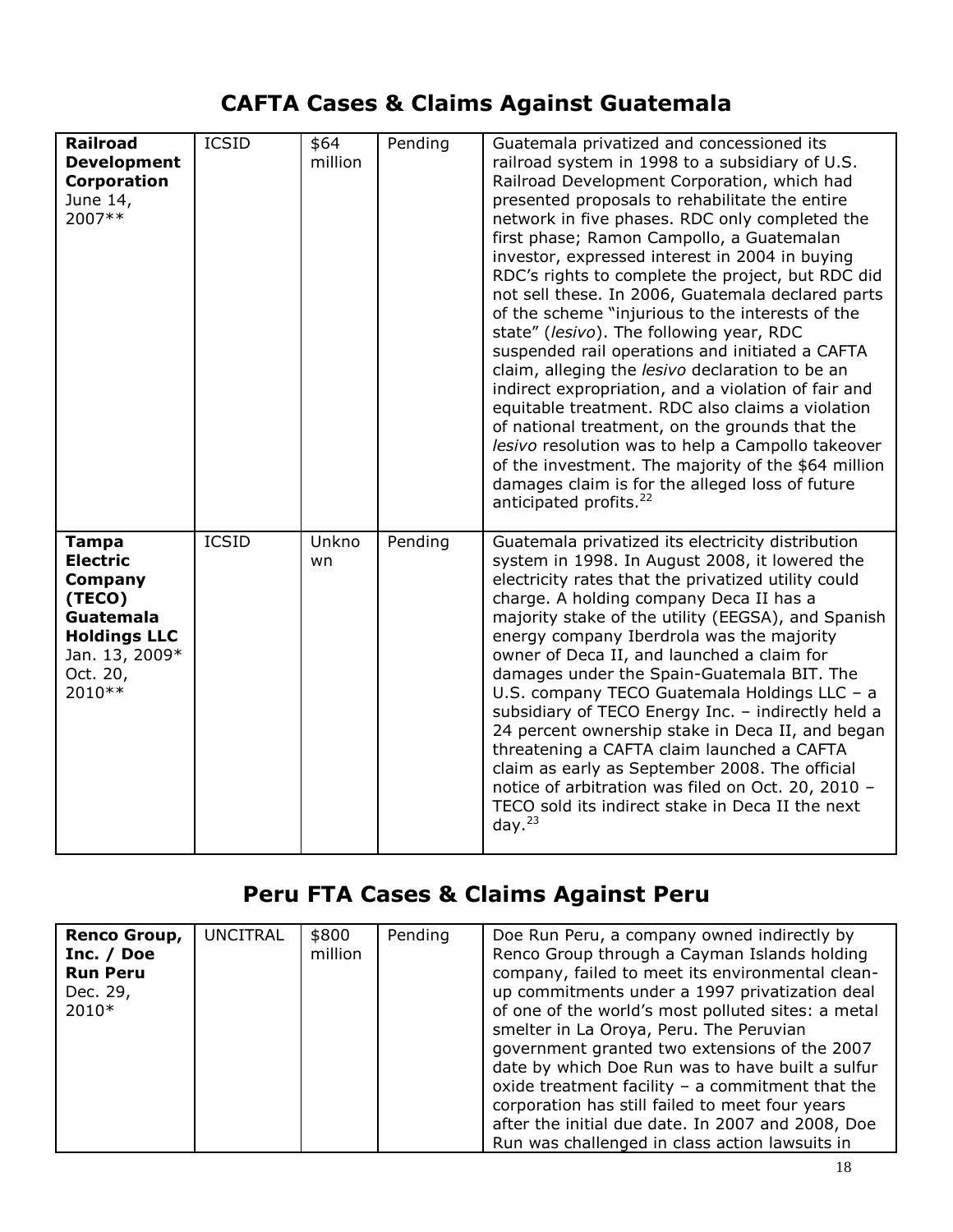## CAFTA Cases & Claims Against Guatemala

| | | | | |
|---|---|---|---|---|
| **Railroad Development Corporation** June 14, 2007** | ICSID | $64 million | Pending | Guatemala privatized and concessioned its railroad system in 1998 to a subsidiary of U.S. Railroad Development Corporation, which had presented proposals to rehabilitate the entire network in five phases. RDC only completed the first phase; Ramon Campollo, a Guatemalan investor, expressed interest in 2004 in buying RDC's rights to complete the project, but RDC did not sell these. In 2006, Guatemala declared parts of the scheme "injurious to the interests of the state" (*lesivo*). The following year, RDC suspended rail operations and initiated a CAFTA claim, alleging the *lesivo* declaration to be an indirect expropriation, and a violation of fair and equitable treatment. RDC also claims a violation of national treatment, on the grounds that the *lesivo* resolution was to help a Campollo takeover of the investment. The majority of the $64 million damages claim is for the alleged loss of future anticipated profits.[22] |
| **Tampa Electric Company (TECO) Guatemala Holdings LLC** Jan. 13, 2009* Oct. 20, 2010** | ICSID | Unknown | Pending | Guatemala privatized its electricity distribution system in 1998. In August 2008, it lowered the electricity rates that the privatized utility could charge. A holding company Deca II has a majority stake of the utility (EEGSA), and Spanish energy company Iberdrola was the majority owner of Deca II, and launched a claim for damages under the Spain-Guatemala BIT. The U.S. company TECO Guatemala Holdings LLC – a subsidiary of TECO Energy Inc. – indirectly held a 24 percent ownership stake in Deca II, and began threatening a CAFTA claim launched a CAFTA claim as early as September 2008. The official notice of arbitration was filed on Oct. 20, 2010 – TECO sold its indirect stake in Deca II the next day.[23] |

## Peru FTA Cases & Claims Against Peru

| | | | | |
|---|---|---|---|---|
| **Renco Group, Inc. / Doe Run Peru** Dec. 29, 2010* | UNCITRAL | $800 million | Pending | Doe Run Peru, a company owned indirectly by Renco Group through a Cayman Islands holding company, failed to meet its environmental clean-up commitments under a 1997 privatization deal of one of the world's most polluted sites: a metal smelter in La Oroya, Peru. The Peruvian government granted two extensions of the 2007 date by which Doe Run was to have built a sulfur oxide treatment facility – a commitment that the corporation has still failed to meet four years after the initial due date. In 2007 and 2008, Doe Run was challenged in class action lawsuits in |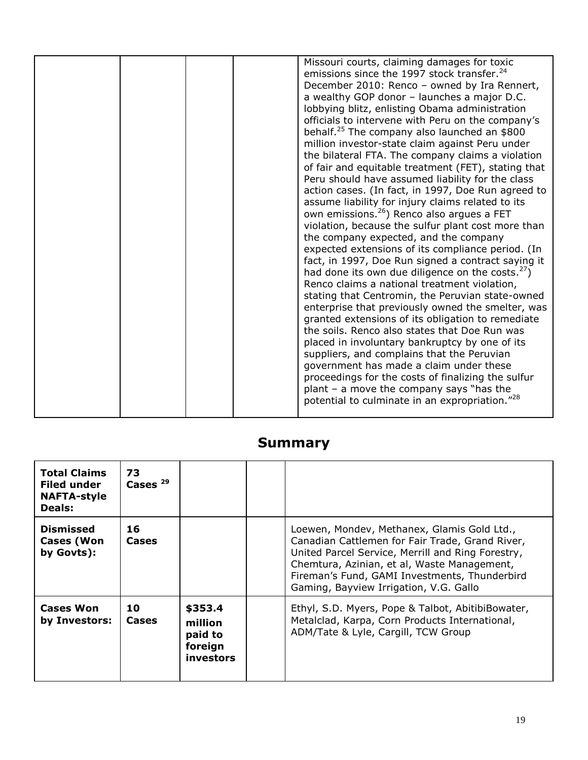| | | | | |
|---|---|---|---|---|
| | | | | Missouri courts, claiming damages for toxic emissions since the 1997 stock transfer.[24] December 2010: Renco – owned by Ira Rennert, a wealthy GOP donor – launches a major D.C. lobbying blitz, enlisting Obama administration officials to intervene with Peru on the company's behalf.[25] The company also launched an $800 million investor-state claim against Peru under the bilateral FTA. The company claims a violation of fair and equitable treatment (FET), stating that Peru should have assumed liability for the class action cases. (In fact, in 1997, Doe Run agreed to assume liability for injury claims related to its own emissions.[26]) Renco also argues a FET violation, because the sulfur plant cost more than the company expected, and the company expected extensions of its compliance period. (In fact, in 1997, Doe Run signed a contract saying it had done its own due diligence on the costs.[27]) Renco claims a national treatment violation, stating that Centromin, the Peruvian state-owned enterprise that previously owned the smelter, was granted extensions of its obligation to remediate the soils. Renco also states that Doe Run was placed in involuntary bankruptcy by one of its suppliers, and complains that the Peruvian government has made a claim under these proceedings for the costs of finalizing the sulfur plant – a move the company says "has the potential to culminate in an expropriation."[28] |

## Summary

| | | | | |
|---|---|---|---|---|
| **Total Claims Filed under NAFTA-style Deals:** | **73 Cases [29]** | | | |
| **Dismissed Cases (Won by Govts):** | **16 Cases** | | | Loewen, Mondev, Methanex, Glamis Gold Ltd., Canadian Cattlemen for Fair Trade, Grand River, United Parcel Service, Merrill and Ring Forestry, Chemtura, Azinian, et al, Waste Management, Fireman's Fund, GAMI Investments, Thunderbird Gaming, Bayview Irrigation, V.G. Gallo |
| **Cases Won by Investors:** | **10 Cases** | **$353.4 million paid to foreign investors** | | Ethyl, S.D. Myers, Pope & Talbot, AbitibiBowater, Metalclad, Karpa, Corn Products International, ADM/Tate & Lyle, Cargill, TCW Group |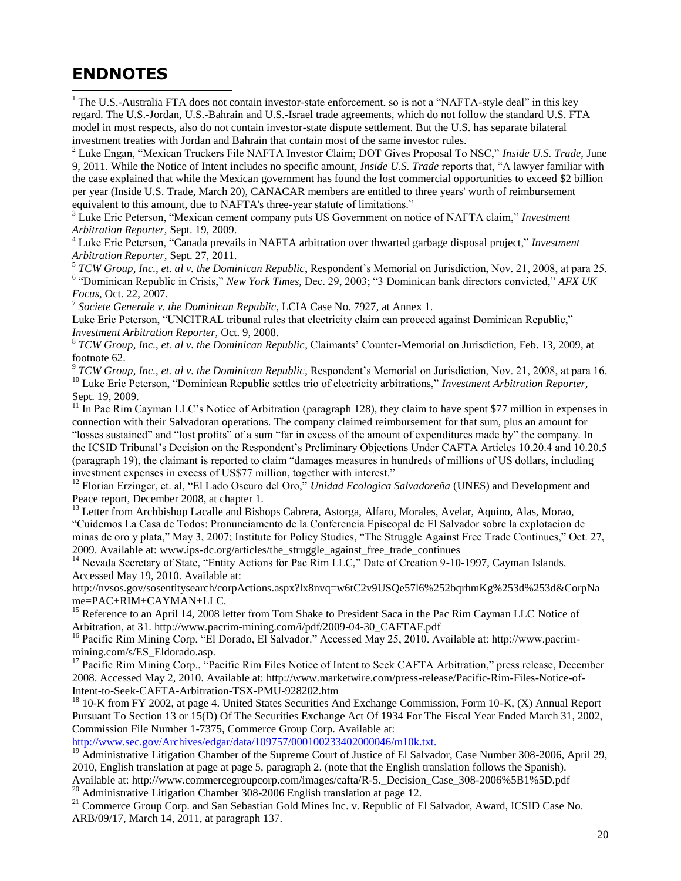# ENDNOTES

[1] The U.S.-Australia FTA does not contain investor-state enforcement, so is not a "NAFTA-style deal" in this key regard. The U.S.-Jordan, U.S.-Bahrain and U.S.-Israel trade agreements, which do not follow the standard U.S. FTA model in most respects, also do not contain investor-state dispute settlement. But the U.S. has separate bilateral investment treaties with Jordan and Bahrain that contain most of the same investor rules.

[2] Luke Engan, "Mexican Truckers File NAFTA Investor Claim; DOT Gives Proposal To NSC," *Inside U.S. Trade,* June 9, 2011. While the Notice of Intent includes no specific amount, *Inside U.S. Trade* reports that, "A lawyer familiar with the case explained that while the Mexican government has found the lost commercial opportunities to exceed $2 billion per year (Inside U.S. Trade, March 20), CANACAR members are entitled to three years' worth of reimbursement equivalent to this amount, due to NAFTA's three-year statute of limitations."

[3] Luke Eric Peterson, "Mexican cement company puts US Government on notice of NAFTA claim," *Investment Arbitration Reporter,* Sept. 19, 2009.

[4] Luke Eric Peterson, "Canada prevails in NAFTA arbitration over thwarted garbage disposal project," *Investment Arbitration Reporter,* Sept. 27, 2011.

[5] *TCW Group, Inc., et. al v. the Dominican Republic*, Respondent's Memorial on Jurisdiction, Nov. 21, 2008, at para 25.

[6] "Dominican Republic in Crisis," *New York Times,* Dec. 29, 2003; "3 Dominican bank directors convicted," *AFX UK Focus,* Oct. 22, 2007.

[7] *Societe Generale v. the Dominican Republic,* LCIA Case No. 7927, at Annex 1.
Luke Eric Peterson, "UNCITRAL tribunal rules that electricity claim can proceed against Dominican Republic," *Investment Arbitration Reporter,* Oct. 9, 2008.

[8] *TCW Group, Inc., et. al v. the Dominican Republic*, Claimants' Counter-Memorial on Jurisdiction, Feb. 13, 2009, at footnote 62.

[9] *TCW Group, Inc., et. al v. the Dominican Republic*, Respondent's Memorial on Jurisdiction, Nov. 21, 2008, at para 16.

[10] Luke Eric Peterson, "Dominican Republic settles trio of electricity arbitrations," *Investment Arbitration Reporter,* Sept. 19, 2009.

[11] In Pac Rim Cayman LLC's Notice of Arbitration (paragraph 128), they claim to have spent $77 million in expenses in connection with their Salvadoran operations. The company claimed reimbursement for that sum, plus an amount for "losses sustained" and "lost profits" of a sum "far in excess of the amount of expenditures made by" the company. In the ICSID Tribunal's Decision on the Respondent's Preliminary Objections Under CAFTA Articles 10.20.4 and 10.20.5 (paragraph 19), the claimant is reported to claim "damages measures in hundreds of millions of US dollars, including investment expenses in excess of US$77 million, together with interest."

[12] Florian Erzinger, et. al, "El Lado Oscuro del Oro," *Unidad Ecologica Salvadoreña* (UNES) and Development and Peace report, December 2008, at chapter 1.

[13] Letter from Archbishop Lacalle and Bishops Cabrera, Astorga, Alfaro, Morales, Avelar, Aquino, Alas, Morao, "Cuidemos La Casa de Todos: Pronunciamento de la Conferencia Episcopal de El Salvador sobre la explotacion de minas de oro y plata," May 3, 2007; Institute for Policy Studies, "The Struggle Against Free Trade Continues," Oct. 27, 2009. Available at: www.ips-dc.org/articles/the_struggle_against_free_trade_continues

[14] Nevada Secretary of State, "Entity Actions for Pac Rim LLC," Date of Creation 9-10-1997, Cayman Islands. Accessed May 19, 2010. Available at: http://nvsos.gov/sosentitysearch/corpActions.aspx?lx8nvq=w6tC2v9USQe57l6%252bqrhmKg%253d%253d&CorpName=PAC+RIM+CAYMAN+LLC.

[15] Reference to an April 14, 2008 letter from Tom Shake to President Saca in the Pac Rim Cayman LLC Notice of Arbitration, at 31. http://www.pacrim-mining.com/i/pdf/2009-04-30_CAFTAF.pdf

[16] Pacific Rim Mining Corp, "El Dorado, El Salvador." Accessed May 25, 2010. Available at: http://www.pacrim-mining.com/s/ES_Eldorado.asp.

[17] Pacific Rim Mining Corp., "Pacific Rim Files Notice of Intent to Seek CAFTA Arbitration," press release, December 2008. Accessed May 2, 2010. Available at: http://www.marketwire.com/press-release/Pacific-Rim-Files-Notice-of-Intent-to-Seek-CAFTA-Arbitration-TSX-PMU-928202.htm

[18] 10-K from FY 2002, at page 4. United States Securities And Exchange Commission, Form 10-K, (X) Annual Report Pursuant To Section 13 or 15(D) Of The Securities Exchange Act Of 1934 For The Fiscal Year Ended March 31, 2002, Commission File Number 1-7375, Commerce Group Corp. Available at: http://www.sec.gov/Archives/edgar/data/109757/000100233402000046/m10k.txt.

[19] Administrative Litigation Chamber of the Supreme Court of Justice of El Salvador, Case Number 308-2006, April 29, 2010, English translation at page at page 5, paragraph 2. (note that the English translation follows the Spanish). Available at: http://www.commercegroupcorp.com/images/cafta/R-5._Decision_Case_308-2006%5B1%5D.pdf

[20] Administrative Litigation Chamber 308-2006 English translation at page 12.

[21] Commerce Group Corp. and San Sebastian Gold Mines Inc. v. Republic of El Salvador, Award, ICSID Case No. ARB/09/17, March 14, 2011, at paragraph 137.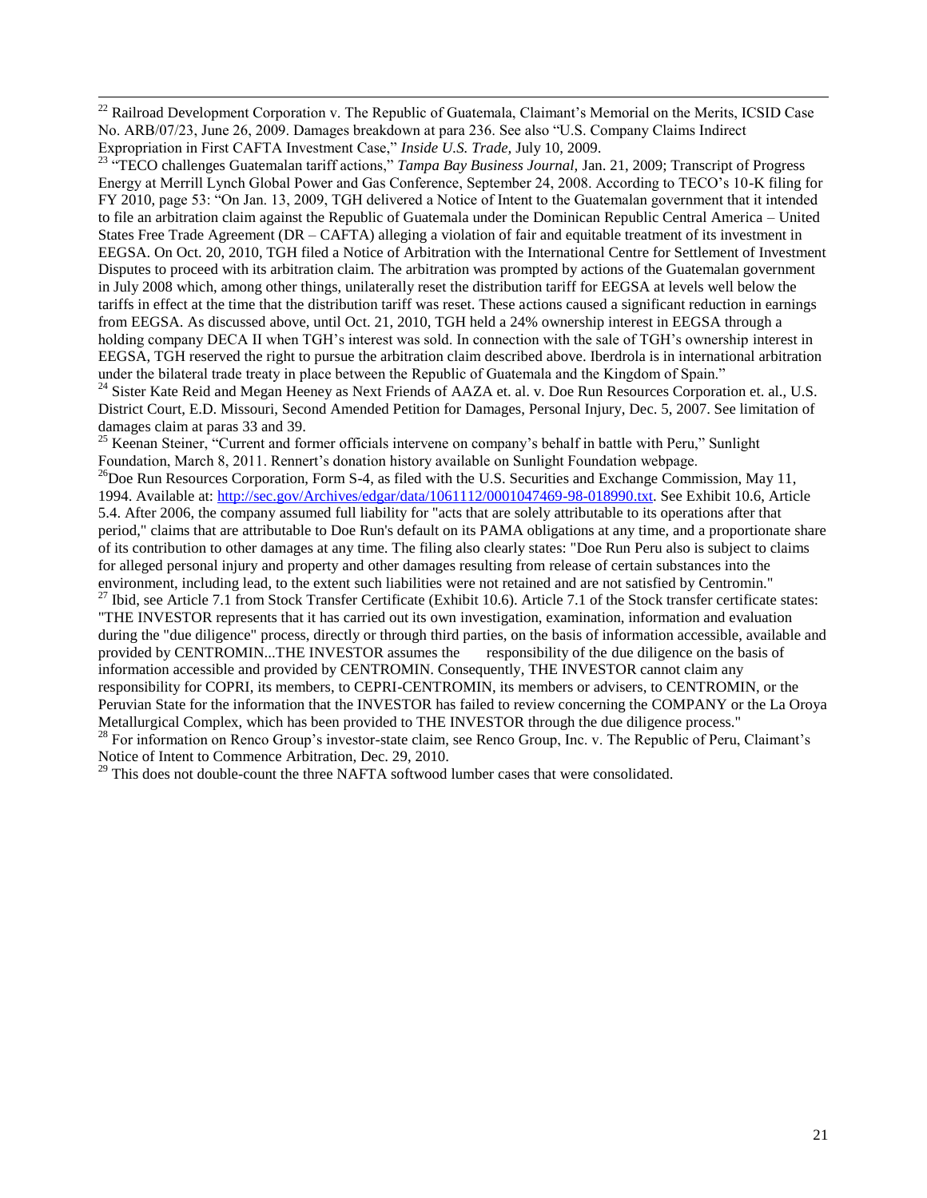[22] Railroad Development Corporation v. The Republic of Guatemala, Claimant's Memorial on the Merits, ICSID Case No. ARB/07/23, June 26, 2009. Damages breakdown at para 236. See also "U.S. Company Claims Indirect Expropriation in First CAFTA Investment Case," *Inside U.S. Trade,* July 10, 2009.

[23] "TECO challenges Guatemalan tariff actions," *Tampa Bay Business Journal,* Jan. 21, 2009; Transcript of Progress Energy at Merrill Lynch Global Power and Gas Conference, September 24, 2008. According to TECO's 10-K filing for FY 2010, page 53: "On Jan. 13, 2009, TGH delivered a Notice of Intent to the Guatemalan government that it intended to file an arbitration claim against the Republic of Guatemala under the Dominican Republic Central America – United States Free Trade Agreement (DR – CAFTA) alleging a violation of fair and equitable treatment of its investment in EEGSA. On Oct. 20, 2010, TGH filed a Notice of Arbitration with the International Centre for Settlement of Investment Disputes to proceed with its arbitration claim. The arbitration was prompted by actions of the Guatemalan government in July 2008 which, among other things, unilaterally reset the distribution tariff for EEGSA at levels well below the tariffs in effect at the time that the distribution tariff was reset. These actions caused a significant reduction in earnings from EEGSA. As discussed above, until Oct. 21, 2010, TGH held a 24% ownership interest in EEGSA through a holding company DECA II when TGH's interest was sold. In connection with the sale of TGH's ownership interest in EEGSA, TGH reserved the right to pursue the arbitration claim described above. Iberdrola is in international arbitration under the bilateral trade treaty in place between the Republic of Guatemala and the Kingdom of Spain."

[24] Sister Kate Reid and Megan Heeney as Next Friends of AAZA et. al. v. Doe Run Resources Corporation et. al., U.S. District Court, E.D. Missouri, Second Amended Petition for Damages, Personal Injury, Dec. 5, 2007. See limitation of damages claim at paras 33 and 39.

[25] Keenan Steiner, "Current and former officials intervene on company's behalf in battle with Peru," Sunlight Foundation, March 8, 2011. Rennert's donation history available on Sunlight Foundation webpage.

[26] Doe Run Resources Corporation, Form S-4, as filed with the U.S. Securities and Exchange Commission, May 11, 1994. Available at: http://sec.gov/Archives/edgar/data/1061112/0001047469-98-018990.txt. See Exhibit 10.6, Article 5.4. After 2006, the company assumed full liability for "acts that are solely attributable to its operations after that period," claims that are attributable to Doe Run's default on its PAMA obligations at any time, and a proportionate share of its contribution to other damages at any time. The filing also clearly states: "Doe Run Peru also is subject to claims for alleged personal injury and property and other damages resulting from release of certain substances into the environment, including lead, to the extent such liabilities were not retained and are not satisfied by Centromin."

[27] Ibid, see Article 7.1 from Stock Transfer Certificate (Exhibit 10.6). Article 7.1 of the Stock transfer certificate states: "THE INVESTOR represents that it has carried out its own investigation, examination, information and evaluation during the "due diligence" process, directly or through third parties, on the basis of information accessible, available and provided by CENTROMIN...THE INVESTOR assumes the responsibility of the due diligence on the basis of information accessible and provided by CENTROMIN. Consequently, THE INVESTOR cannot claim any responsibility for COPRI, its members, to CEPRI-CENTROMIN, its members or advisers, to CENTROMIN, or the Peruvian State for the information that the INVESTOR has failed to review concerning the COMPANY or the La Oroya Metallurgical Complex, which has been provided to THE INVESTOR through the due diligence process."

[28] For information on Renco Group's investor-state claim, see Renco Group, Inc. v. The Republic of Peru, Claimant's Notice of Intent to Commence Arbitration, Dec. 29, 2010.

[29] This does not double-count the three NAFTA softwood lumber cases that were consolidated.